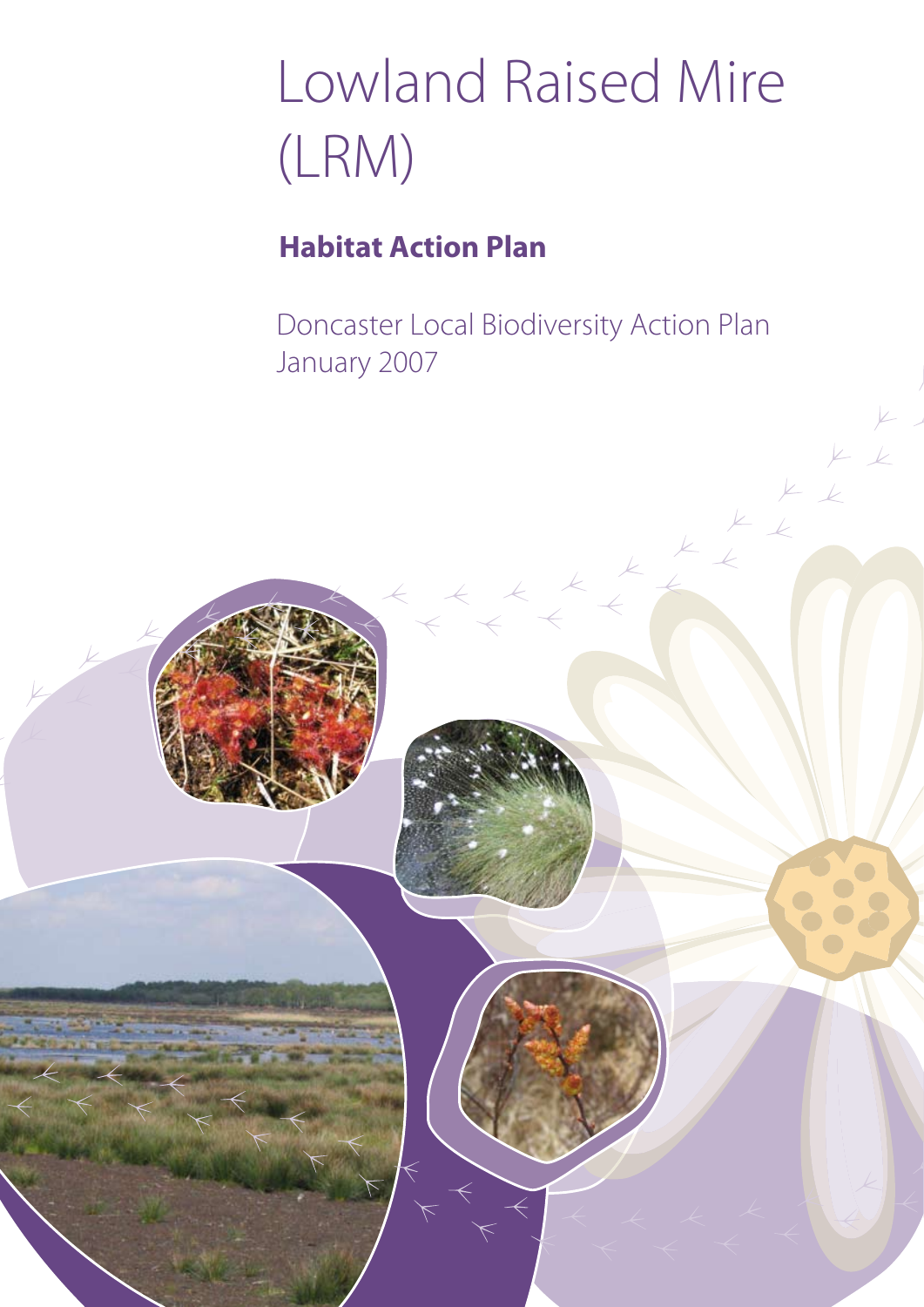# Lowland Raised Mire (LRM)

## Habitat Action Plan

Doncaster Local Biodiversity Action Plan
January 2007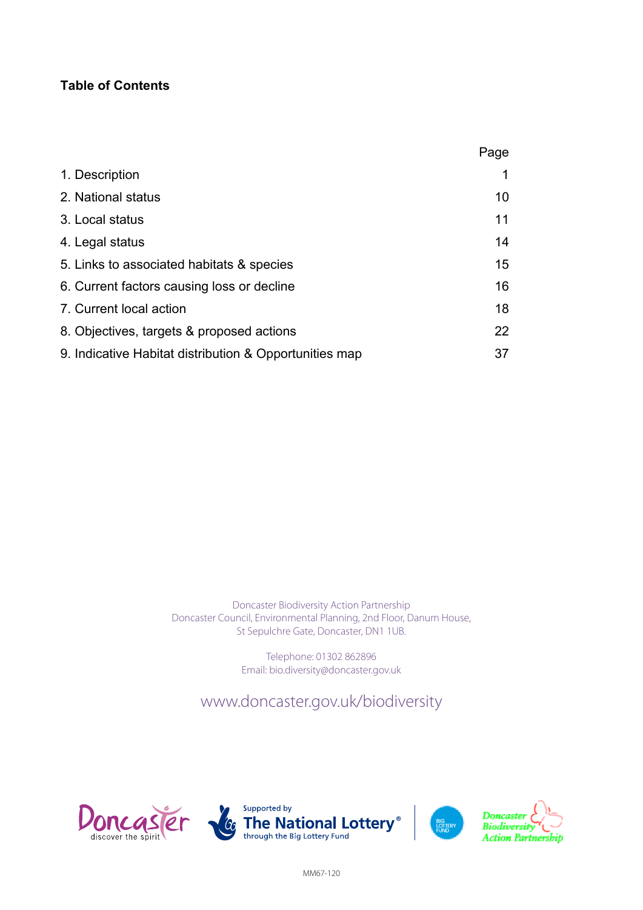**Table of Contents**

| | Page |
|---|---|
| 1. Description | 1 |
| 2. National status | 10 |
| 3. Local status | 11 |
| 4. Legal status | 14 |
| 5. Links to associated habitats & species | 15 |
| 6. Current factors causing loss or decline | 16 |
| 7. Current local action | 18 |
| 8. Objectives, targets & proposed actions | 22 |
| 9. Indicative Habitat distribution & Opportunities map | 37 |

Doncaster Biodiversity Action Partnership
Doncaster Council, Environmental Planning, 2nd Floor, Danum House,
St Sepulchre Gate, Doncaster, DN1 1UB.

Telephone: 01302 862896
Email: bio.diversity@doncaster.gov.uk

www.doncaster.gov.uk/biodiversity

Doncaster discover the spirit

Supported by The National Lottery® through the Big Lottery Fund

BIG LOTTERY FUND

Doncaster Biodiversity Action Partnership

MM67-120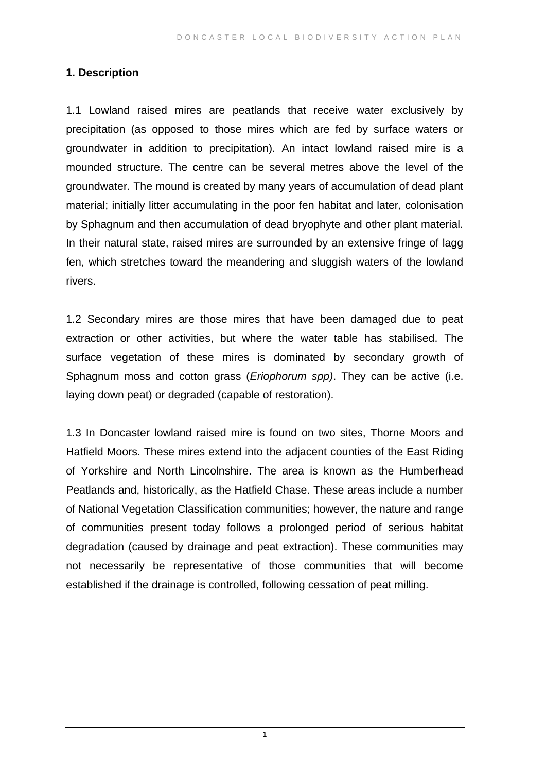## 1. Description

1.1 Lowland raised mires are peatlands that receive water exclusively by precipitation (as opposed to those mires which are fed by surface waters or groundwater in addition to precipitation). An intact lowland raised mire is a mounded structure. The centre can be several metres above the level of the groundwater. The mound is created by many years of accumulation of dead plant material; initially litter accumulating in the poor fen habitat and later, colonisation by Sphagnum and then accumulation of dead bryophyte and other plant material. In their natural state, raised mires are surrounded by an extensive fringe of lagg fen, which stretches toward the meandering and sluggish waters of the lowland rivers.

1.2 Secondary mires are those mires that have been damaged due to peat extraction or other activities, but where the water table has stabilised. The surface vegetation of these mires is dominated by secondary growth of Sphagnum moss and cotton grass (*Eriophorum spp)*. They can be active (i.e. laying down peat) or degraded (capable of restoration).

1.3 In Doncaster lowland raised mire is found on two sites, Thorne Moors and Hatfield Moors. These mires extend into the adjacent counties of the East Riding of Yorkshire and North Lincolnshire. The area is known as the Humberhead Peatlands and, historically, as the Hatfield Chase. These areas include a number of National Vegetation Classification communities; however, the nature and range of communities present today follows a prolonged period of serious habitat degradation (caused by drainage and peat extraction). These communities may not necessarily be representative of those communities that will become established if the drainage is controlled, following cessation of peat milling.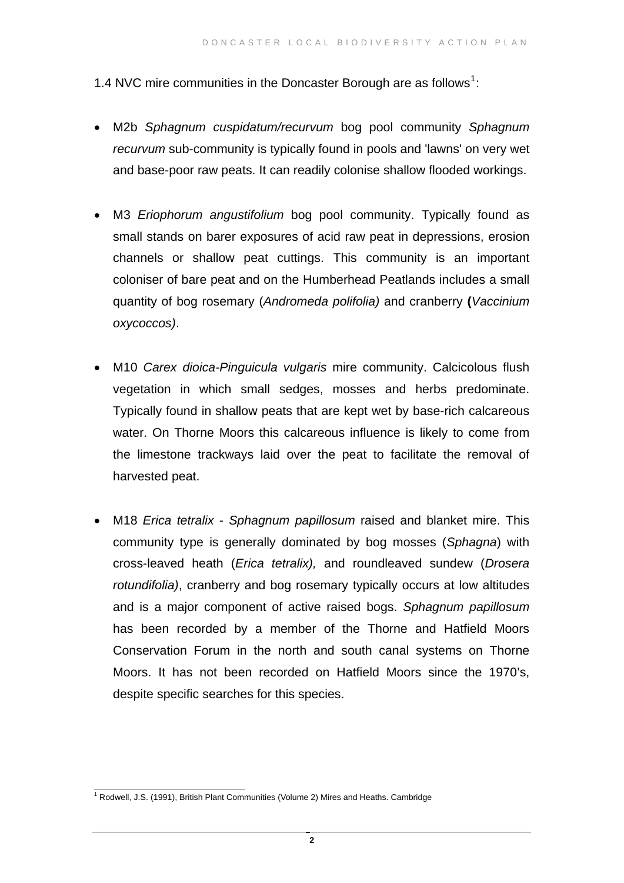1.4 NVC mire communities in the Doncaster Borough are as follows[1]:

- M2b *Sphagnum cuspidatum/recurvum* bog pool community *Sphagnum recurvum* sub-community is typically found in pools and 'lawns' on very wet and base-poor raw peats. It can readily colonise shallow flooded workings.

- M3 *Eriophorum angustifolium* bog pool community. Typically found as small stands on barer exposures of acid raw peat in depressions, erosion channels or shallow peat cuttings. This community is an important coloniser of bare peat and on the Humberhead Peatlands includes a small quantity of bog rosemary (*Andromeda polifolia)* and cranberry **(***Vaccinium oxycoccos)*.

- M10 *Carex dioica-Pinguicula vulgaris* mire community. Calcicolous flush vegetation in which small sedges, mosses and herbs predominate. Typically found in shallow peats that are kept wet by base-rich calcareous water. On Thorne Moors this calcareous influence is likely to come from the limestone trackways laid over the peat to facilitate the removal of harvested peat.

- M18 *Erica tetralix* - *Sphagnum papillosum* raised and blanket mire. This community type is generally dominated by bog mosses (*Sphagna*) with cross-leaved heath (*Erica tetralix),* and roundleaved sundew (*Drosera rotundifolia)*, cranberry and bog rosemary typically occurs at low altitudes and is a major component of active raised bogs. *Sphagnum papillosum* has been recorded by a member of the Thorne and Hatfield Moors Conservation Forum in the north and south canal systems on Thorne Moors. It has not been recorded on Hatfield Moors since the 1970's, despite specific searches for this species.

---

[1] Rodwell, J.S. (1991), British Plant Communities (Volume 2) Mires and Heaths. Cambridge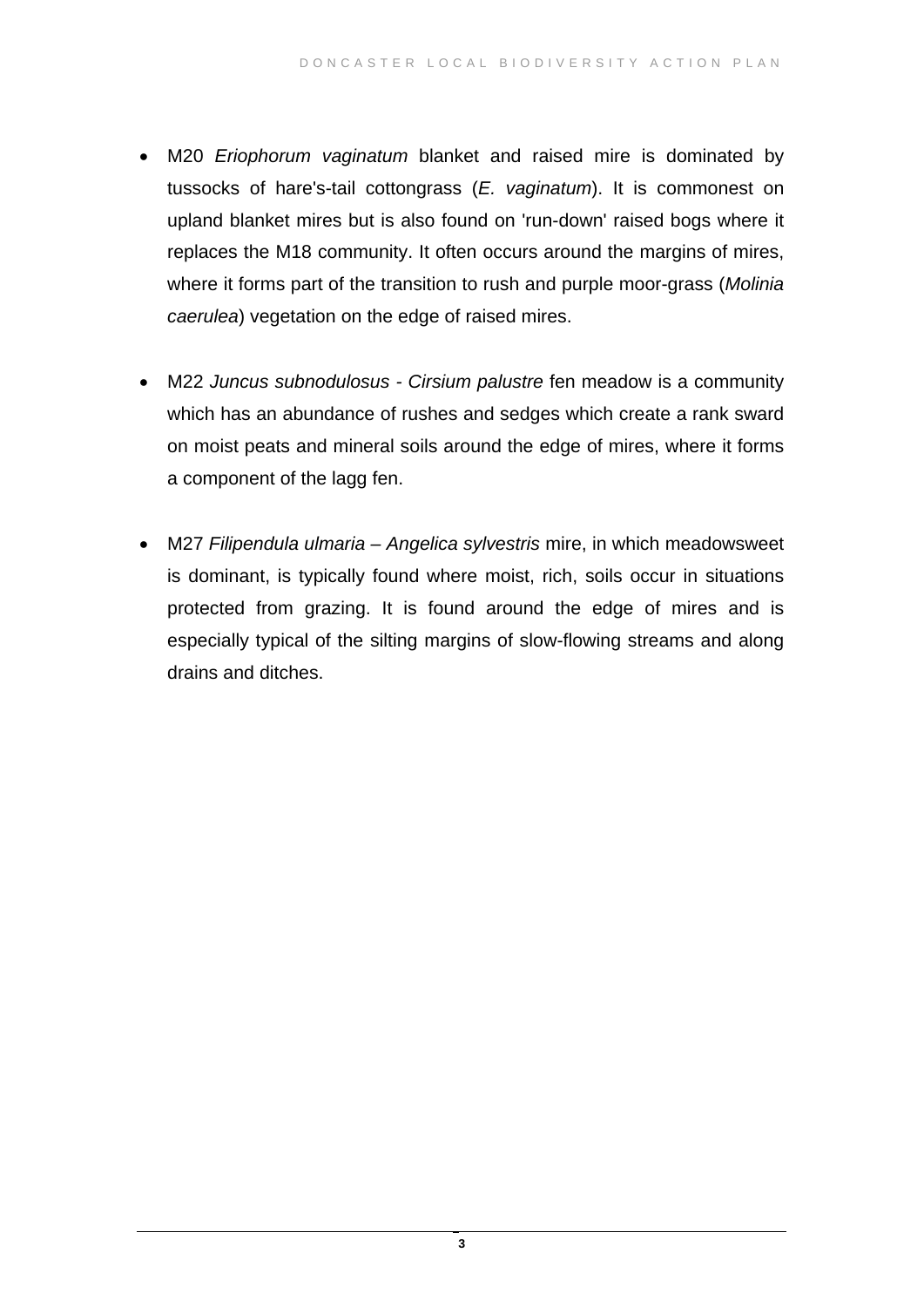- M20 *Eriophorum vaginatum* blanket and raised mire is dominated by tussocks of hare's-tail cottongrass (*E. vaginatum*). It is commonest on upland blanket mires but is also found on 'run-down' raised bogs where it replaces the M18 community. It often occurs around the margins of mires, where it forms part of the transition to rush and purple moor-grass (*Molinia caerulea*) vegetation on the edge of raised mires.

- M22 *Juncus subnodulosus - Cirsium palustre* fen meadow is a community which has an abundance of rushes and sedges which create a rank sward on moist peats and mineral soils around the edge of mires, where it forms a component of the lagg fen.

- M27 *Filipendula ulmaria – Angelica sylvestris* mire, in which meadowsweet is dominant, is typically found where moist, rich, soils occur in situations protected from grazing. It is found around the edge of mires and is especially typical of the silting margins of slow-flowing streams and along drains and ditches.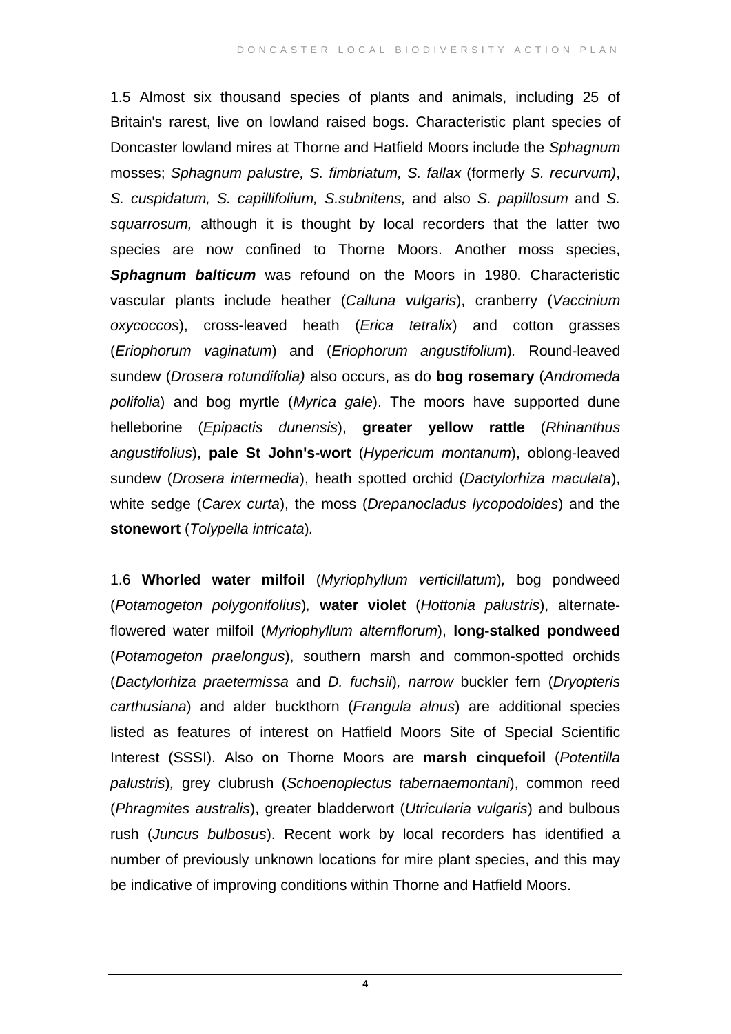1.5 Almost six thousand species of plants and animals, including 25 of Britain's rarest, live on lowland raised bogs. Characteristic plant species of Doncaster lowland mires at Thorne and Hatfield Moors include the *Sphagnum* mosses; *Sphagnum palustre, S. fimbriatum, S. fallax* (formerly *S. recurvum)*, *S. cuspidatum, S. capillifolium, S.subnitens,* and also *S. papillosum* and *S. squarrosum,* although it is thought by local recorders that the latter two species are now confined to Thorne Moors. Another moss species, ***Sphagnum balticum*** was refound on the Moors in 1980. Characteristic vascular plants include heather (*Calluna vulgaris*), cranberry (*Vaccinium oxycoccos*), cross-leaved heath (*Erica tetralix*) and cotton grasses (*Eriophorum vaginatum*) and (*Eriophorum angustifolium*). Round-leaved sundew (*Drosera rotundifolia)* also occurs, as do **bog rosemary** (*Andromeda polifolia*) and bog myrtle (*Myrica gale*). The moors have supported dune helleborine (*Epipactis dunensis*), **greater yellow rattle** (*Rhinanthus angustifolius*), **pale St John's-wort** (*Hypericum montanum*), oblong-leaved sundew (*Drosera intermedia*), heath spotted orchid (*Dactylorhiza maculata*), white sedge (*Carex curta*), the moss (*Drepanocladus lycopodoides*) and the **stonewort** (*Tolypella intricata*).

1.6 **Whorled water milfoil** (*Myriophyllum verticillatum*)*,* bog pondweed (*Potamogeton polygonifolius*)*,* **water violet** (*Hottonia palustris*), alternate-flowered water milfoil (*Myriophyllum alternflorum*), **long-stalked pondweed** (*Potamogeton praelongus*), southern marsh and common-spotted orchids (*Dactylorhiza praetermissa* and *D. fuchsii*)*, narrow* buckler fern (*Dryopteris carthusiana*) and alder buckthorn (*Frangula alnus*) are additional species listed as features of interest on Hatfield Moors Site of Special Scientific Interest (SSSI). Also on Thorne Moors are **marsh cinquefoil** (*Potentilla palustris*)*,* grey clubrush (*Schoenoplectus tabernaemontani*), common reed (*Phragmites australis*), greater bladderwort (*Utricularia vulgaris*) and bulbous rush (*Juncus bulbosus*). Recent work by local recorders has identified a number of previously unknown locations for mire plant species, and this may be indicative of improving conditions within Thorne and Hatfield Moors.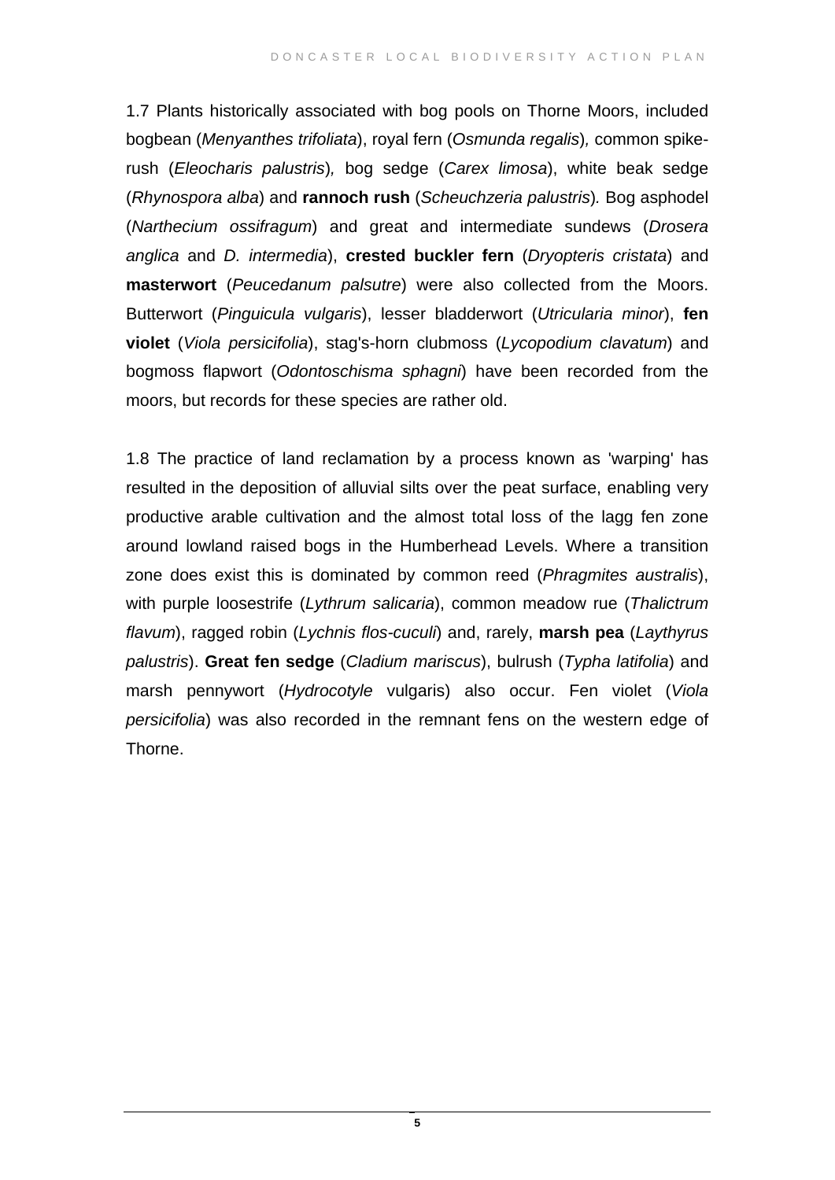1.7 Plants historically associated with bog pools on Thorne Moors, included bogbean (*Menyanthes trifoliata*), royal fern (*Osmunda regalis*)*,* common spike-rush (*Eleocharis palustris*)*,* bog sedge (*Carex limosa*), white beak sedge (*Rhynospora alba*) and **rannoch rush** (*Scheuchzeria palustris*)*.* Bog asphodel (*Narthecium ossifragum*) and great and intermediate sundews (*Drosera anglica* and *D. intermedia*), **crested buckler fern** (*Dryopteris cristata*) and **masterwort** (*Peucedanum palsutre*) were also collected from the Moors. Butterwort (*Pinguicula vulgaris*), lesser bladderwort (*Utricularia minor*), **fen violet** (*Viola persicifolia*), stag's-horn clubmoss (*Lycopodium clavatum*) and bogmoss flapwort (*Odontoschisma sphagni*) have been recorded from the moors, but records for these species are rather old.

1.8 The practice of land reclamation by a process known as 'warping' has resulted in the deposition of alluvial silts over the peat surface, enabling very productive arable cultivation and the almost total loss of the lagg fen zone around lowland raised bogs in the Humberhead Levels. Where a transition zone does exist this is dominated by common reed (*Phragmites australis*), with purple loosestrife (*Lythrum salicaria*), common meadow rue (*Thalictrum flavum*), ragged robin (*Lychnis flos-cuculi*) and, rarely, **marsh pea** (*Laythyrus palustris*). **Great fen sedge** (*Cladium mariscus*), bulrush (*Typha latifolia*) and marsh pennywort (*Hydrocotyle* vulgaris) also occur. Fen violet (*Viola persicifolia*) was also recorded in the remnant fens on the western edge of Thorne.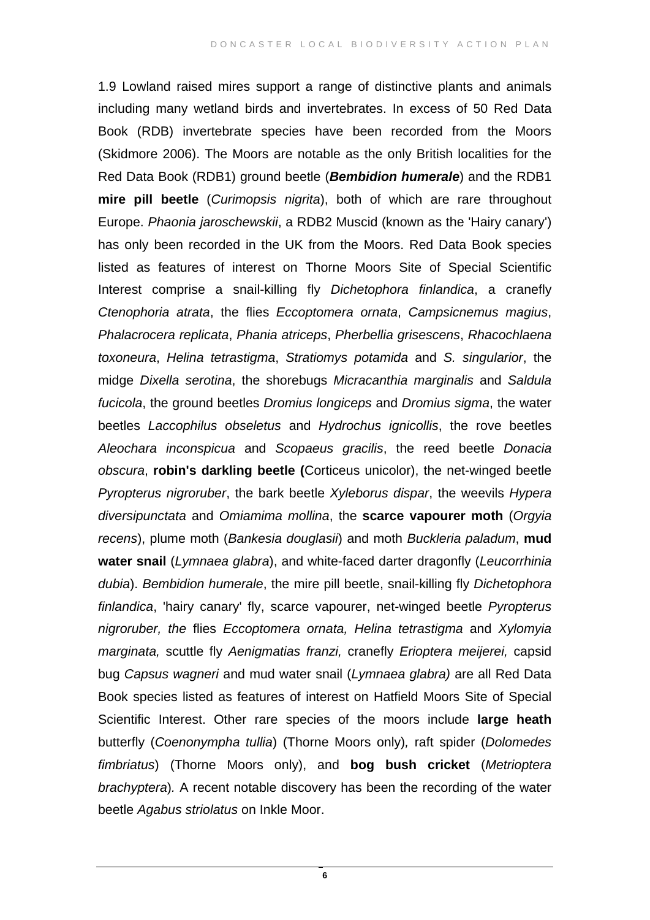1.9 Lowland raised mires support a range of distinctive plants and animals including many wetland birds and invertebrates. In excess of 50 Red Data Book (RDB) invertebrate species have been recorded from the Moors (Skidmore 2006). The Moors are notable as the only British localities for the Red Data Book (RDB1) ground beetle (***Bembidion humerale***) and the RDB1 **mire pill beetle** (*Curimopsis nigrita*), both of which are rare throughout Europe. *Phaonia jaroschewskii*, a RDB2 Muscid (known as the 'Hairy canary') has only been recorded in the UK from the Moors. Red Data Book species listed as features of interest on Thorne Moors Site of Special Scientific Interest comprise a snail-killing fly *Dichetophora finlandica*, a cranefly *Ctenophoria atrata*, the flies *Eccoptomera ornata*, *Campsicnemus magius*, *Phalacrocera replicata*, *Phania atriceps*, *Pherbellia grisescens*, *Rhacochlaena toxoneura*, *Helina tetrastigma*, *Stratiomys potamida* and *S. singularior*, the midge *Dixella serotina*, the shorebugs *Micracanthia marginalis* and *Saldula fucicola*, the ground beetles *Dromius longiceps* and *Dromius sigma*, the water beetles *Laccophilus obseletus* and *Hydrochus ignicollis*, the rove beetles *Aleochara inconspicua* and *Scopaeus gracilis*, the reed beetle *Donacia obscura*, **robin's darkling beetle (**Corticeus unicolor), the net-winged beetle *Pyropterus nigroruber*, the bark beetle *Xyleborus dispar*, the weevils *Hypera diversipunctata* and *Omiamima mollina*, the **scarce vapourer moth** (*Orgyia recens*), plume moth (*Bankesia douglasii*) and moth *Buckleria paladum*, **mud water snail** (*Lymnaea glabra*), and white-faced darter dragonfly (*Leucorrhinia dubia*). *Bembidion humerale*, the mire pill beetle, snail-killing fly *Dichetophora finlandica*, 'hairy canary' fly, scarce vapourer, net-winged beetle *Pyropterus nigroruber, the* flies *Eccoptomera ornata, Helina tetrastigma* and *Xylomyia marginata,* scuttle fly *Aenigmatias franzi,* cranefly *Erioptera meijerei,* capsid bug *Capsus wagneri* and mud water snail (*Lymnaea glabra)* are all Red Data Book species listed as features of interest on Hatfield Moors Site of Special Scientific Interest. Other rare species of the moors include **large heath** butterfly (*Coenonympha tullia*) (Thorne Moors only)*,* raft spider (*Dolomedes fimbriatus*) (Thorne Moors only), and **bog bush cricket** (*Metrioptera brachyptera*)*.* A recent notable discovery has been the recording of the water beetle *Agabus striolatus* on Inkle Moor.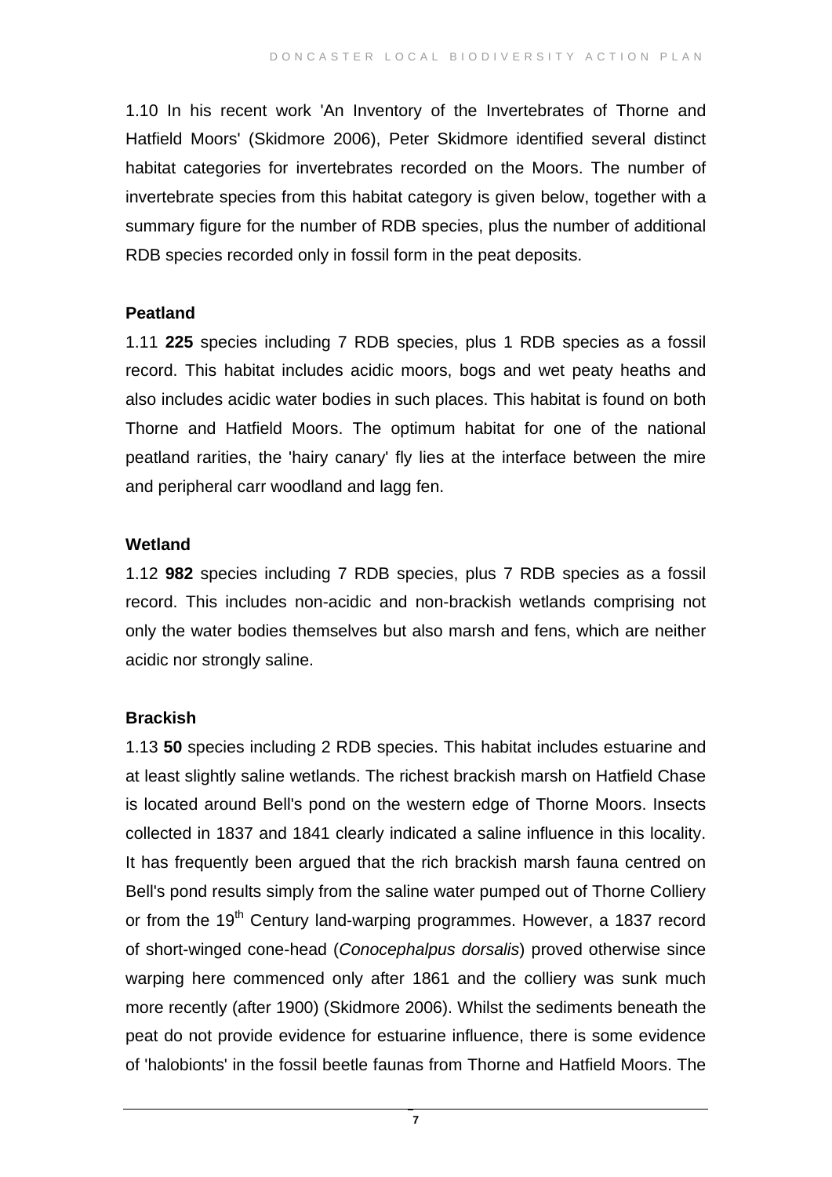1.10 In his recent work 'An Inventory of the Invertebrates of Thorne and Hatfield Moors' (Skidmore 2006), Peter Skidmore identified several distinct habitat categories for invertebrates recorded on the Moors. The number of invertebrate species from this habitat category is given below, together with a summary figure for the number of RDB species, plus the number of additional RDB species recorded only in fossil form in the peat deposits.

**Peatland**

1.11 **225** species including 7 RDB species, plus 1 RDB species as a fossil record. This habitat includes acidic moors, bogs and wet peaty heaths and also includes acidic water bodies in such places. This habitat is found on both Thorne and Hatfield Moors. The optimum habitat for one of the national peatland rarities, the 'hairy canary' fly lies at the interface between the mire and peripheral carr woodland and lagg fen.

**Wetland**

1.12 **982** species including 7 RDB species, plus 7 RDB species as a fossil record. This includes non-acidic and non-brackish wetlands comprising not only the water bodies themselves but also marsh and fens, which are neither acidic nor strongly saline.

**Brackish**

1.13 **50** species including 2 RDB species. This habitat includes estuarine and at least slightly saline wetlands. The richest brackish marsh on Hatfield Chase is located around Bell's pond on the western edge of Thorne Moors. Insects collected in 1837 and 1841 clearly indicated a saline influence in this locality. It has frequently been argued that the rich brackish marsh fauna centred on Bell's pond results simply from the saline water pumped out of Thorne Colliery or from the 19th Century land-warping programmes. However, a 1837 record of short-winged cone-head (*Conocephalpus dorsalis*) proved otherwise since warping here commenced only after 1861 and the colliery was sunk much more recently (after 1900) (Skidmore 2006). Whilst the sediments beneath the peat do not provide evidence for estuarine influence, there is some evidence of 'halobionts' in the fossil beetle faunas from Thorne and Hatfield Moors. The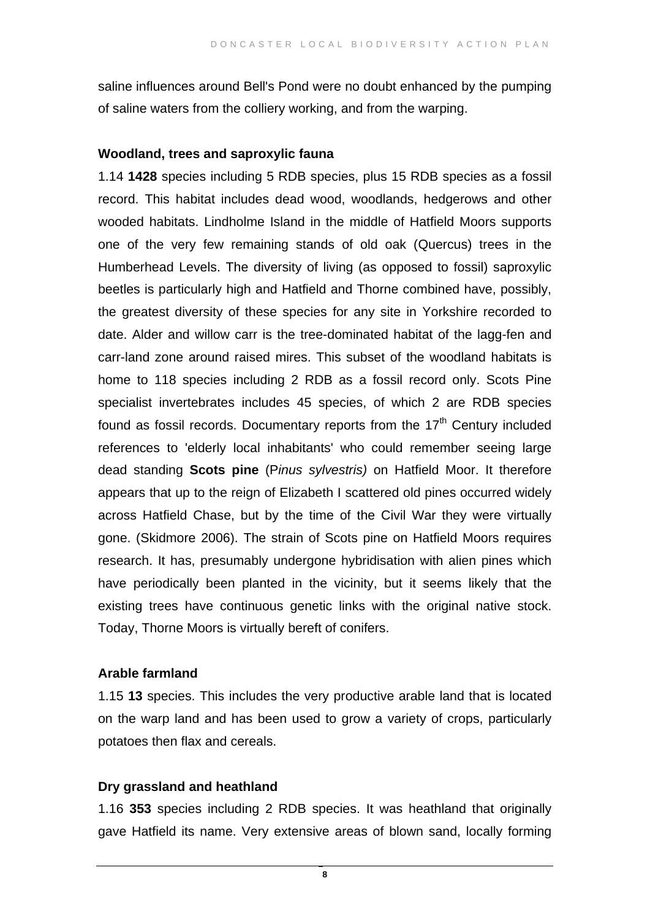saline influences around Bell's Pond were no doubt enhanced by the pumping of saline waters from the colliery working, and from the warping.

**Woodland, trees and saproxylic fauna**

1.14 **1428** species including 5 RDB species, plus 15 RDB species as a fossil record. This habitat includes dead wood, woodlands, hedgerows and other wooded habitats. Lindholme Island in the middle of Hatfield Moors supports one of the very few remaining stands of old oak (Quercus) trees in the Humberhead Levels. The diversity of living (as opposed to fossil) saproxylic beetles is particularly high and Hatfield and Thorne combined have, possibly, the greatest diversity of these species for any site in Yorkshire recorded to date. Alder and willow carr is the tree-dominated habitat of the lagg-fen and carr-land zone around raised mires. This subset of the woodland habitats is home to 118 species including 2 RDB as a fossil record only. Scots Pine specialist invertebrates includes 45 species, of which 2 are RDB species found as fossil records. Documentary reports from the 17th Century included references to 'elderly local inhabitants' who could remember seeing large dead standing **Scots pine** (P*inus sylvestris)* on Hatfield Moor. It therefore appears that up to the reign of Elizabeth I scattered old pines occurred widely across Hatfield Chase, but by the time of the Civil War they were virtually gone. (Skidmore 2006). The strain of Scots pine on Hatfield Moors requires research. It has, presumably undergone hybridisation with alien pines which have periodically been planted in the vicinity, but it seems likely that the existing trees have continuous genetic links with the original native stock. Today, Thorne Moors is virtually bereft of conifers.

**Arable farmland**

1.15 **13** species. This includes the very productive arable land that is located on the warp land and has been used to grow a variety of crops, particularly potatoes then flax and cereals.

**Dry grassland and heathland**

1.16 **353** species including 2 RDB species. It was heathland that originally gave Hatfield its name. Very extensive areas of blown sand, locally forming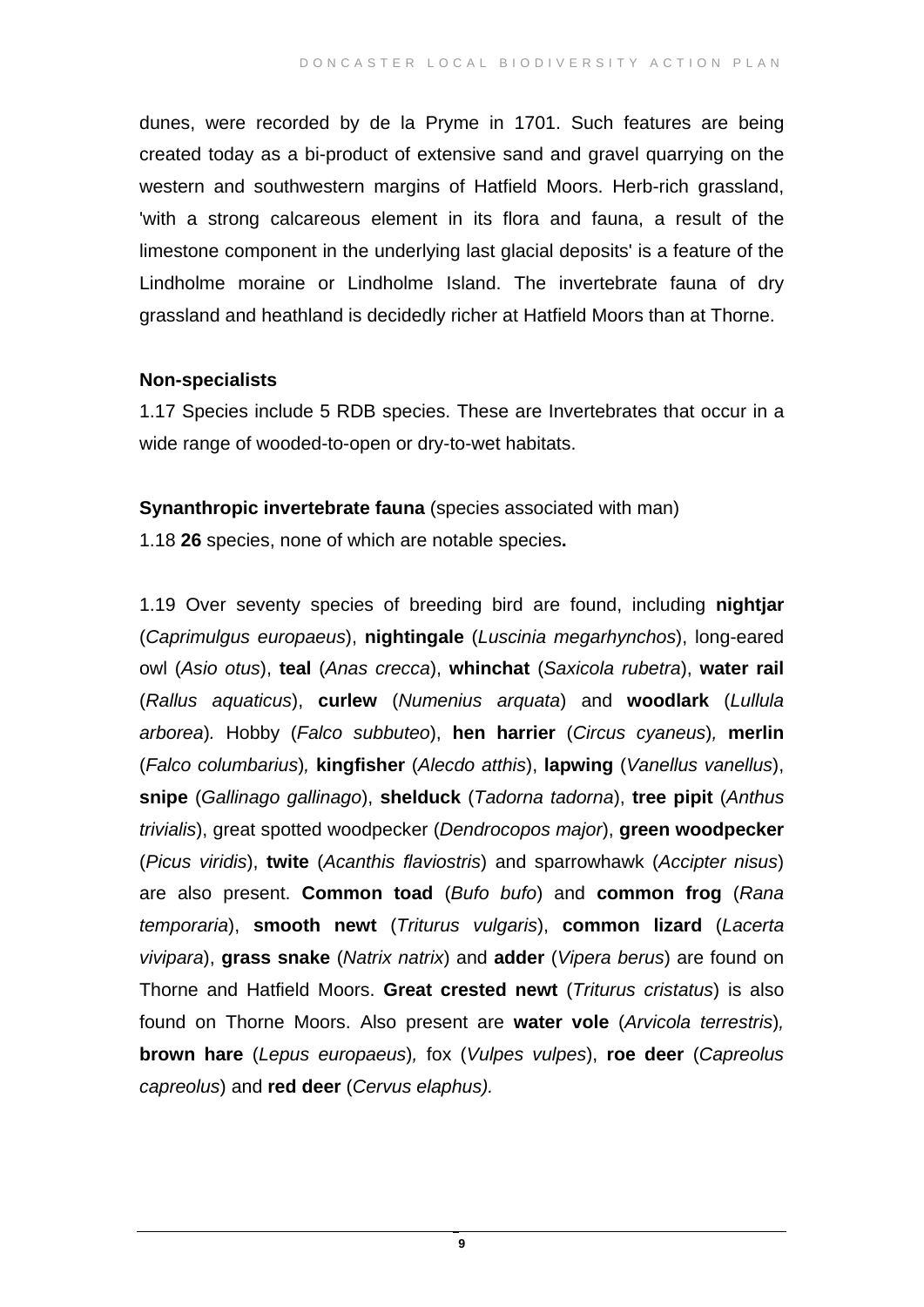dunes, were recorded by de la Pryme in 1701. Such features are being created today as a bi-product of extensive sand and gravel quarrying on the western and southwestern margins of Hatfield Moors. Herb-rich grassland, 'with a strong calcareous element in its flora and fauna, a result of the limestone component in the underlying last glacial deposits' is a feature of the Lindholme moraine or Lindholme Island. The invertebrate fauna of dry grassland and heathland is decidedly richer at Hatfield Moors than at Thorne.

**Non-specialists**

1.17 Species include 5 RDB species. These are Invertebrates that occur in a wide range of wooded-to-open or dry-to-wet habitats.

**Synanthropic invertebrate fauna** (species associated with man)

1.18 **26** species, none of which are notable species**.**

1.19 Over seventy species of breeding bird are found, including **nightjar** (*Caprimulgus europaeus*), **nightingale** (*Luscinia megarhynchos*), long-eared owl (*Asio otus*), **teal** (*Anas crecca*), **whinchat** (*Saxicola rubetra*), **water rail** (*Rallus aquaticus*), **curlew** (*Numenius arquata*) and **woodlark** (*Lullula arborea*)*.* Hobby (*Falco subbuteo*), **hen harrier** (*Circus cyaneus*)*,* **merlin** (*Falco columbarius*)*,* **kingfisher** (*Alecdo atthis*), **lapwing** (*Vanellus vanellus*), **snipe** (*Gallinago gallinago*), **shelduck** (*Tadorna tadorna*), **tree pipit** (*Anthus trivialis*), great spotted woodpecker (*Dendrocopos major*), **green woodpecker** (*Picus viridis*), **twite** (*Acanthis flaviostris*) and sparrowhawk (*Accipter nisus*) are also present. **Common toad** (*Bufo bufo*) and **common frog** (*Rana temporaria*), **smooth newt** (*Triturus vulgaris*), **common lizard** (*Lacerta vivipara*), **grass snake** (*Natrix natrix*) and **adder** (*Vipera berus*) are found on Thorne and Hatfield Moors. **Great crested newt** (*Triturus cristatus*) is also found on Thorne Moors. Also present are **water vole** (*Arvicola terrestris*)*,* **brown hare** (*Lepus europaeus*)*,* fox (*Vulpes vulpes*), **roe deer** (*Capreolus capreolus*) and **red deer** (*Cervus elaphus).*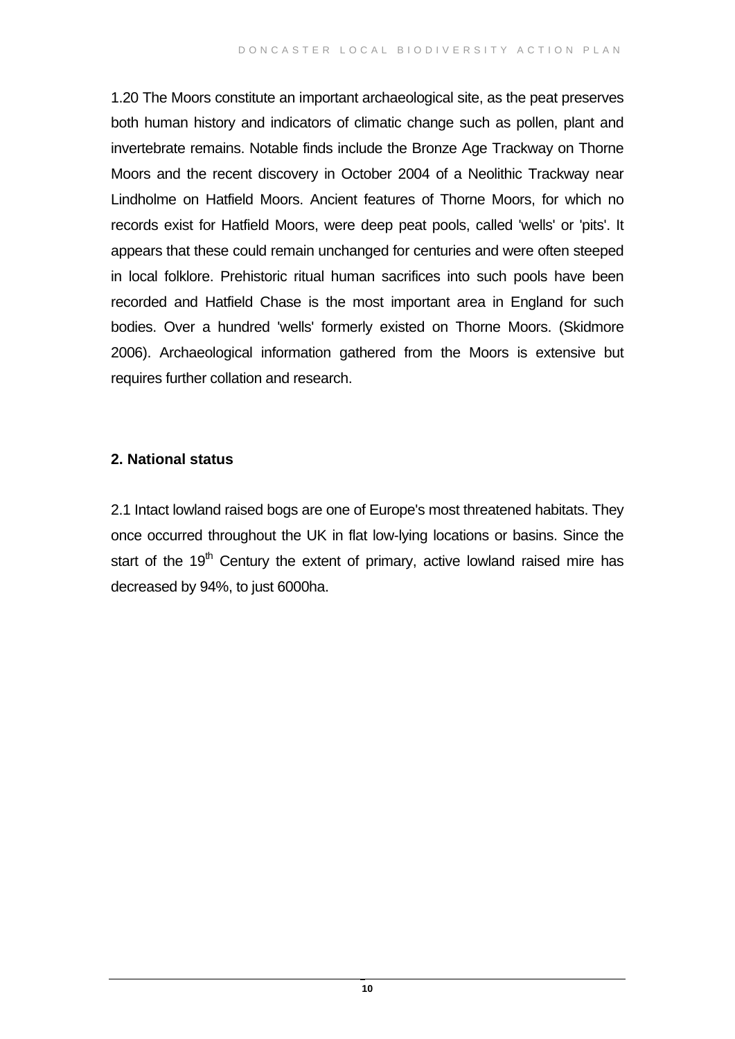1.20 The Moors constitute an important archaeological site, as the peat preserves both human history and indicators of climatic change such as pollen, plant and invertebrate remains. Notable finds include the Bronze Age Trackway on Thorne Moors and the recent discovery in October 2004 of a Neolithic Trackway near Lindholme on Hatfield Moors. Ancient features of Thorne Moors, for which no records exist for Hatfield Moors, were deep peat pools, called 'wells' or 'pits'. It appears that these could remain unchanged for centuries and were often steeped in local folklore. Prehistoric ritual human sacrifices into such pools have been recorded and Hatfield Chase is the most important area in England for such bodies. Over a hundred 'wells' formerly existed on Thorne Moors. (Skidmore 2006). Archaeological information gathered from the Moors is extensive but requires further collation and research.

## 2. National status

2.1 Intact lowland raised bogs are one of Europe's most threatened habitats. They once occurred throughout the UK in flat low-lying locations or basins. Since the start of the 19$^{th}$ Century the extent of primary, active lowland raised mire has decreased by 94%, to just 6000ha.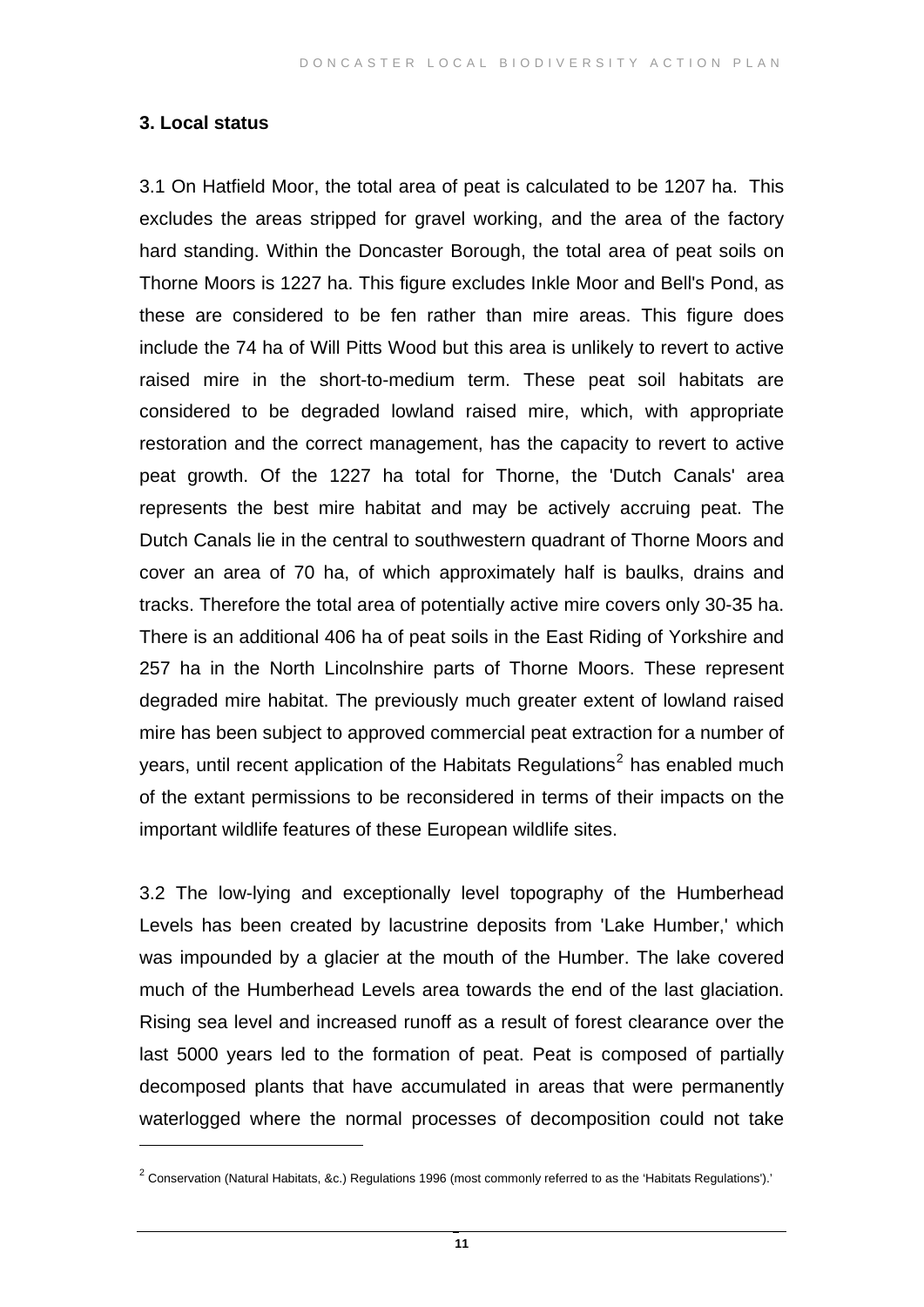## 3. Local status

3.1 On Hatfield Moor, the total area of peat is calculated to be 1207 ha. This excludes the areas stripped for gravel working, and the area of the factory hard standing. Within the Doncaster Borough, the total area of peat soils on Thorne Moors is 1227 ha. This figure excludes Inkle Moor and Bell's Pond, as these are considered to be fen rather than mire areas. This figure does include the 74 ha of Will Pitts Wood but this area is unlikely to revert to active raised mire in the short-to-medium term. These peat soil habitats are considered to be degraded lowland raised mire, which, with appropriate restoration and the correct management, has the capacity to revert to active peat growth. Of the 1227 ha total for Thorne, the 'Dutch Canals' area represents the best mire habitat and may be actively accruing peat. The Dutch Canals lie in the central to southwestern quadrant of Thorne Moors and cover an area of 70 ha, of which approximately half is baulks, drains and tracks. Therefore the total area of potentially active mire covers only 30-35 ha. There is an additional 406 ha of peat soils in the East Riding of Yorkshire and 257 ha in the North Lincolnshire parts of Thorne Moors. These represent degraded mire habitat. The previously much greater extent of lowland raised mire has been subject to approved commercial peat extraction for a number of years, until recent application of the Habitats Regulations[2] has enabled much of the extant permissions to be reconsidered in terms of their impacts on the important wildlife features of these European wildlife sites.

3.2 The low-lying and exceptionally level topography of the Humberhead Levels has been created by lacustrine deposits from 'Lake Humber,' which was impounded by a glacier at the mouth of the Humber. The lake covered much of the Humberhead Levels area towards the end of the last glaciation. Rising sea level and increased runoff as a result of forest clearance over the last 5000 years led to the formation of peat. Peat is composed of partially decomposed plants that have accumulated in areas that were permanently waterlogged where the normal processes of decomposition could not take

---

[2] Conservation (Natural Habitats, &c.) Regulations 1996 (most commonly referred to as the 'Habitats Regulations').'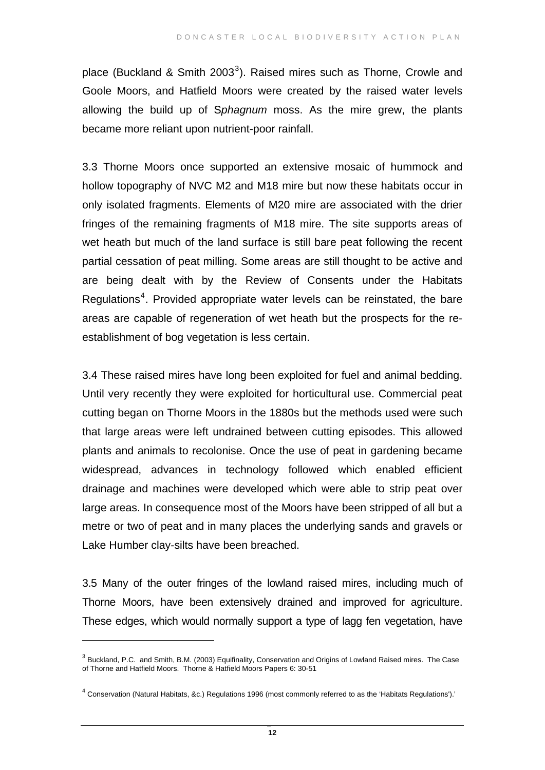place (Buckland & Smith 2003[3]). Raised mires such as Thorne, Crowle and Goole Moors, and Hatfield Moors were created by the raised water levels allowing the build up of S*phagnum* moss. As the mire grew, the plants became more reliant upon nutrient-poor rainfall.

3.3 Thorne Moors once supported an extensive mosaic of hummock and hollow topography of NVC M2 and M18 mire but now these habitats occur in only isolated fragments. Elements of M20 mire are associated with the drier fringes of the remaining fragments of M18 mire. The site supports areas of wet heath but much of the land surface is still bare peat following the recent partial cessation of peat milling. Some areas are still thought to be active and are being dealt with by the Review of Consents under the Habitats Regulations[4]. Provided appropriate water levels can be reinstated, the bare areas are capable of regeneration of wet heath but the prospects for the re-establishment of bog vegetation is less certain.

3.4 These raised mires have long been exploited for fuel and animal bedding. Until very recently they were exploited for horticultural use. Commercial peat cutting began on Thorne Moors in the 1880s but the methods used were such that large areas were left undrained between cutting episodes. This allowed plants and animals to recolonise. Once the use of peat in gardening became widespread, advances in technology followed which enabled efficient drainage and machines were developed which were able to strip peat over large areas. In consequence most of the Moors have been stripped of all but a metre or two of peat and in many places the underlying sands and gravels or Lake Humber clay-silts have been breached.

3.5 Many of the outer fringes of the lowland raised mires, including much of Thorne Moors, have been extensively drained and improved for agriculture. These edges, which would normally support a type of lagg fen vegetation, have

---

[3] Buckland, P.C. and Smith, B.M. (2003) Equifinality, Conservation and Origins of Lowland Raised mires. The Case of Thorne and Hatfield Moors. Thorne & Hatfield Moors Papers 6: 30-51

[4] Conservation (Natural Habitats, &c.) Regulations 1996 (most commonly referred to as the 'Habitats Regulations').'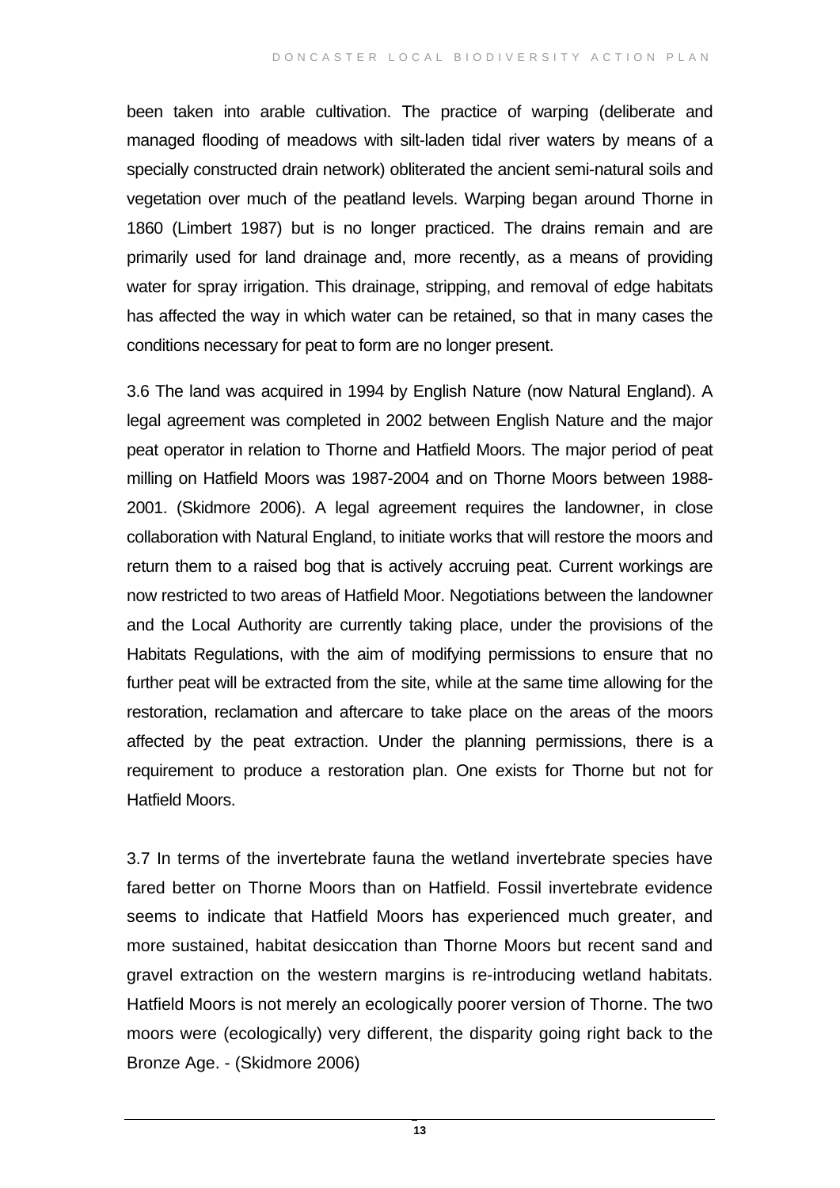been taken into arable cultivation. The practice of warping (deliberate and managed flooding of meadows with silt-laden tidal river waters by means of a specially constructed drain network) obliterated the ancient semi-natural soils and vegetation over much of the peatland levels. Warping began around Thorne in 1860 (Limbert 1987) but is no longer practiced. The drains remain and are primarily used for land drainage and, more recently, as a means of providing water for spray irrigation. This drainage, stripping, and removal of edge habitats has affected the way in which water can be retained, so that in many cases the conditions necessary for peat to form are no longer present.

3.6 The land was acquired in 1994 by English Nature (now Natural England). A legal agreement was completed in 2002 between English Nature and the major peat operator in relation to Thorne and Hatfield Moors. The major period of peat milling on Hatfield Moors was 1987-2004 and on Thorne Moors between 1988-2001. (Skidmore 2006). A legal agreement requires the landowner, in close collaboration with Natural England, to initiate works that will restore the moors and return them to a raised bog that is actively accruing peat. Current workings are now restricted to two areas of Hatfield Moor. Negotiations between the landowner and the Local Authority are currently taking place, under the provisions of the Habitats Regulations, with the aim of modifying permissions to ensure that no further peat will be extracted from the site, while at the same time allowing for the restoration, reclamation and aftercare to take place on the areas of the moors affected by the peat extraction. Under the planning permissions, there is a requirement to produce a restoration plan. One exists for Thorne but not for Hatfield Moors.

3.7 In terms of the invertebrate fauna the wetland invertebrate species have fared better on Thorne Moors than on Hatfield. Fossil invertebrate evidence seems to indicate that Hatfield Moors has experienced much greater, and more sustained, habitat desiccation than Thorne Moors but recent sand and gravel extraction on the western margins is re-introducing wetland habitats. Hatfield Moors is not merely an ecologically poorer version of Thorne. The two moors were (ecologically) very different, the disparity going right back to the Bronze Age. - (Skidmore 2006)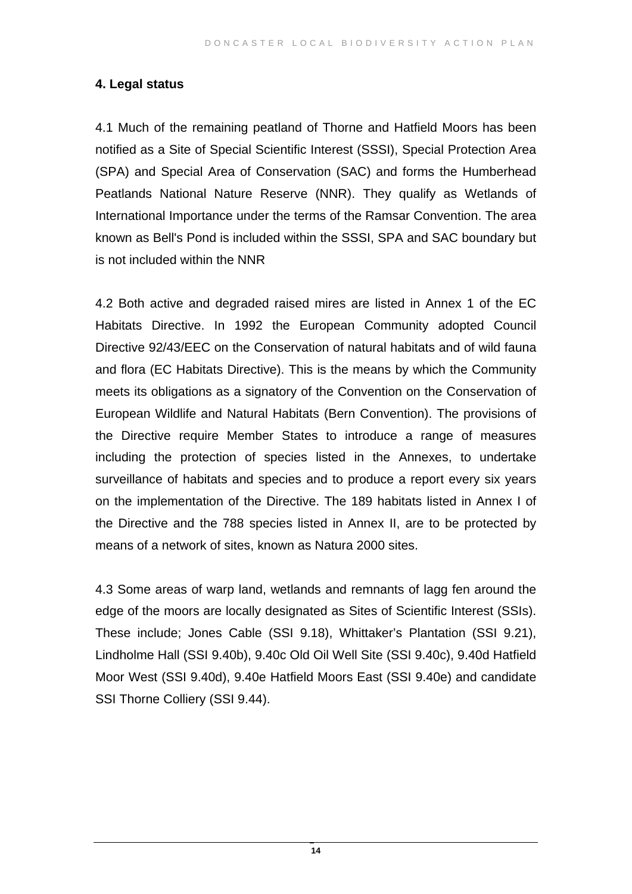## 4. Legal status

4.1 Much of the remaining peatland of Thorne and Hatfield Moors has been notified as a Site of Special Scientific Interest (SSSI), Special Protection Area (SPA) and Special Area of Conservation (SAC) and forms the Humberhead Peatlands National Nature Reserve (NNR). They qualify as Wetlands of International Importance under the terms of the Ramsar Convention. The area known as Bell's Pond is included within the SSSI, SPA and SAC boundary but is not included within the NNR

4.2 Both active and degraded raised mires are listed in Annex 1 of the EC Habitats Directive. In 1992 the European Community adopted Council Directive 92/43/EEC on the Conservation of natural habitats and of wild fauna and flora (EC Habitats Directive). This is the means by which the Community meets its obligations as a signatory of the Convention on the Conservation of European Wildlife and Natural Habitats (Bern Convention). The provisions of the Directive require Member States to introduce a range of measures including the protection of species listed in the Annexes, to undertake surveillance of habitats and species and to produce a report every six years on the implementation of the Directive. The 189 habitats listed in Annex I of the Directive and the 788 species listed in Annex II, are to be protected by means of a network of sites, known as Natura 2000 sites.

4.3 Some areas of warp land, wetlands and remnants of lagg fen around the edge of the moors are locally designated as Sites of Scientific Interest (SSIs). These include; Jones Cable (SSI 9.18), Whittaker's Plantation (SSI 9.21), Lindholme Hall (SSI 9.40b), 9.40c Old Oil Well Site (SSI 9.40c), 9.40d Hatfield Moor West (SSI 9.40d), 9.40e Hatfield Moors East (SSI 9.40e) and candidate SSI Thorne Colliery (SSI 9.44).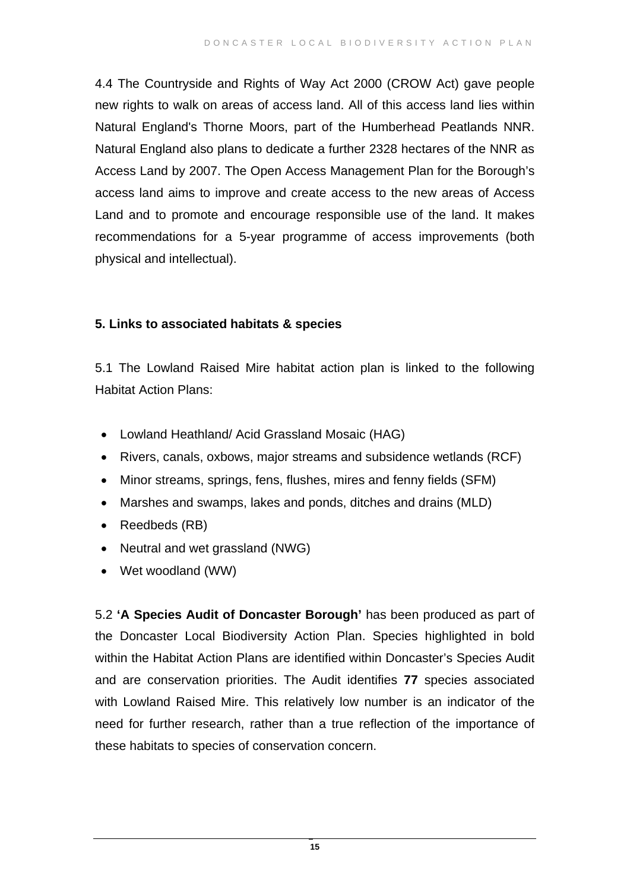4.4 The Countryside and Rights of Way Act 2000 (CROW Act) gave people new rights to walk on areas of access land. All of this access land lies within Natural England's Thorne Moors, part of the Humberhead Peatlands NNR. Natural England also plans to dedicate a further 2328 hectares of the NNR as Access Land by 2007. The Open Access Management Plan for the Borough's access land aims to improve and create access to the new areas of Access Land and to promote and encourage responsible use of the land. It makes recommendations for a 5-year programme of access improvements (both physical and intellectual).

**5. Links to associated habitats & species**

5.1 The Lowland Raised Mire habitat action plan is linked to the following Habitat Action Plans:

- Lowland Heathland/ Acid Grassland Mosaic (HAG)
- Rivers, canals, oxbows, major streams and subsidence wetlands (RCF)
- Minor streams, springs, fens, flushes, mires and fenny fields (SFM)
- Marshes and swamps, lakes and ponds, ditches and drains (MLD)
- Reedbeds (RB)
- Neutral and wet grassland (NWG)
- Wet woodland (WW)

5.2 **'A Species Audit of Doncaster Borough'** has been produced as part of the Doncaster Local Biodiversity Action Plan. Species highlighted in bold within the Habitat Action Plans are identified within Doncaster's Species Audit and are conservation priorities. The Audit identifies **77** species associated with Lowland Raised Mire. This relatively low number is an indicator of the need for further research, rather than a true reflection of the importance of these habitats to species of conservation concern.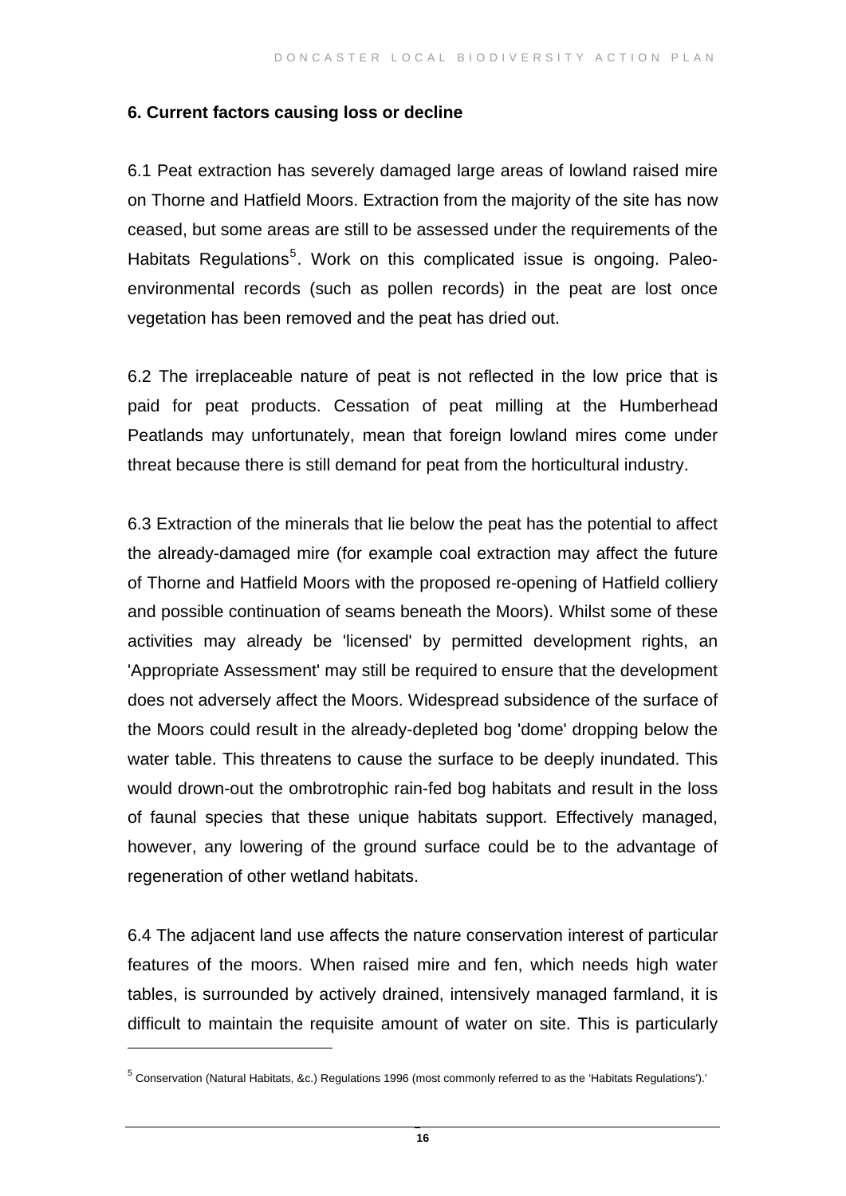## 6. Current factors causing loss or decline

6.1 Peat extraction has severely damaged large areas of lowland raised mire on Thorne and Hatfield Moors. Extraction from the majority of the site has now ceased, but some areas are still to be assessed under the requirements of the Habitats Regulations[5]. Work on this complicated issue is ongoing. Paleo-environmental records (such as pollen records) in the peat are lost once vegetation has been removed and the peat has dried out.

6.2 The irreplaceable nature of peat is not reflected in the low price that is paid for peat products. Cessation of peat milling at the Humberhead Peatlands may unfortunately, mean that foreign lowland mires come under threat because there is still demand for peat from the horticultural industry.

6.3 Extraction of the minerals that lie below the peat has the potential to affect the already-damaged mire (for example coal extraction may affect the future of Thorne and Hatfield Moors with the proposed re-opening of Hatfield colliery and possible continuation of seams beneath the Moors). Whilst some of these activities may already be 'licensed' by permitted development rights, an 'Appropriate Assessment' may still be required to ensure that the development does not adversely affect the Moors. Widespread subsidence of the surface of the Moors could result in the already-depleted bog 'dome' dropping below the water table. This threatens to cause the surface to be deeply inundated. This would drown-out the ombrotrophic rain-fed bog habitats and result in the loss of faunal species that these unique habitats support. Effectively managed, however, any lowering of the ground surface could be to the advantage of regeneration of other wetland habitats.

6.4 The adjacent land use affects the nature conservation interest of particular features of the moors. When raised mire and fen, which needs high water tables, is surrounded by actively drained, intensively managed farmland, it is difficult to maintain the requisite amount of water on site. This is particularly

[5] Conservation (Natural Habitats, &c.) Regulations 1996 (most commonly referred to as the 'Habitats Regulations').'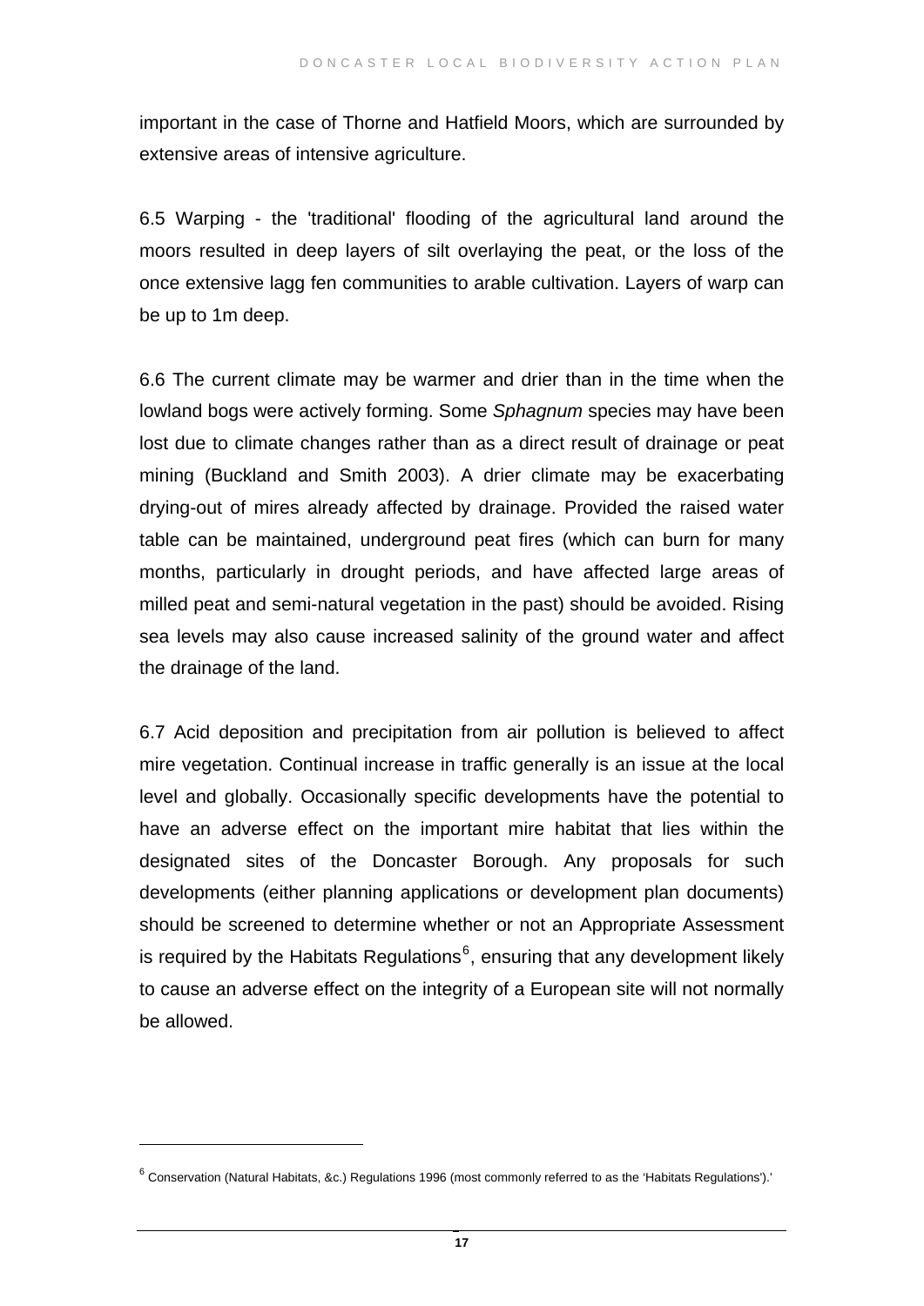important in the case of Thorne and Hatfield Moors, which are surrounded by extensive areas of intensive agriculture.

6.5 Warping - the 'traditional' flooding of the agricultural land around the moors resulted in deep layers of silt overlaying the peat, or the loss of the once extensive lagg fen communities to arable cultivation. Layers of warp can be up to 1m deep.

6.6 The current climate may be warmer and drier than in the time when the lowland bogs were actively forming. Some *Sphagnum* species may have been lost due to climate changes rather than as a direct result of drainage or peat mining (Buckland and Smith 2003). A drier climate may be exacerbating drying-out of mires already affected by drainage. Provided the raised water table can be maintained, underground peat fires (which can burn for many months, particularly in drought periods, and have affected large areas of milled peat and semi-natural vegetation in the past) should be avoided. Rising sea levels may also cause increased salinity of the ground water and affect the drainage of the land.

6.7 Acid deposition and precipitation from air pollution is believed to affect mire vegetation. Continual increase in traffic generally is an issue at the local level and globally. Occasionally specific developments have the potential to have an adverse effect on the important mire habitat that lies within the designated sites of the Doncaster Borough. Any proposals for such developments (either planning applications or development plan documents) should be screened to determine whether or not an Appropriate Assessment is required by the Habitats Regulations[6], ensuring that any development likely to cause an adverse effect on the integrity of a European site will not normally be allowed.

[6] Conservation (Natural Habitats, &c.) Regulations 1996 (most commonly referred to as the 'Habitats Regulations').'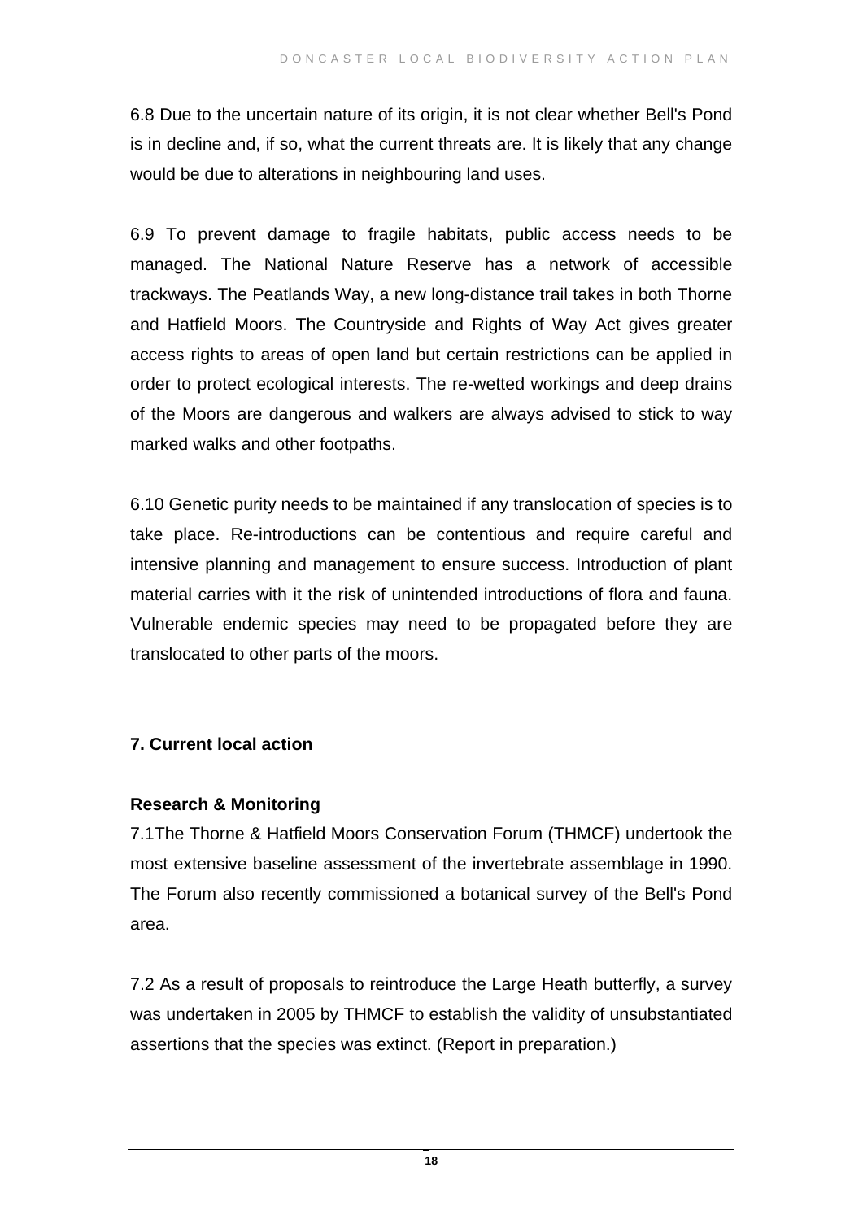6.8 Due to the uncertain nature of its origin, it is not clear whether Bell's Pond is in decline and, if so, what the current threats are. It is likely that any change would be due to alterations in neighbouring land uses.

6.9 To prevent damage to fragile habitats, public access needs to be managed. The National Nature Reserve has a network of accessible trackways. The Peatlands Way, a new long-distance trail takes in both Thorne and Hatfield Moors. The Countryside and Rights of Way Act gives greater access rights to areas of open land but certain restrictions can be applied in order to protect ecological interests. The re-wetted workings and deep drains of the Moors are dangerous and walkers are always advised to stick to way marked walks and other footpaths.

6.10 Genetic purity needs to be maintained if any translocation of species is to take place. Re-introductions can be contentious and require careful and intensive planning and management to ensure success. Introduction of plant material carries with it the risk of unintended introductions of flora and fauna. Vulnerable endemic species may need to be propagated before they are translocated to other parts of the moors.

## 7. Current local action

### Research & Monitoring

7.1The Thorne & Hatfield Moors Conservation Forum (THMCF) undertook the most extensive baseline assessment of the invertebrate assemblage in 1990. The Forum also recently commissioned a botanical survey of the Bell's Pond area.

7.2 As a result of proposals to reintroduce the Large Heath butterfly, a survey was undertaken in 2005 by THMCF to establish the validity of unsubstantiated assertions that the species was extinct. (Report in preparation.)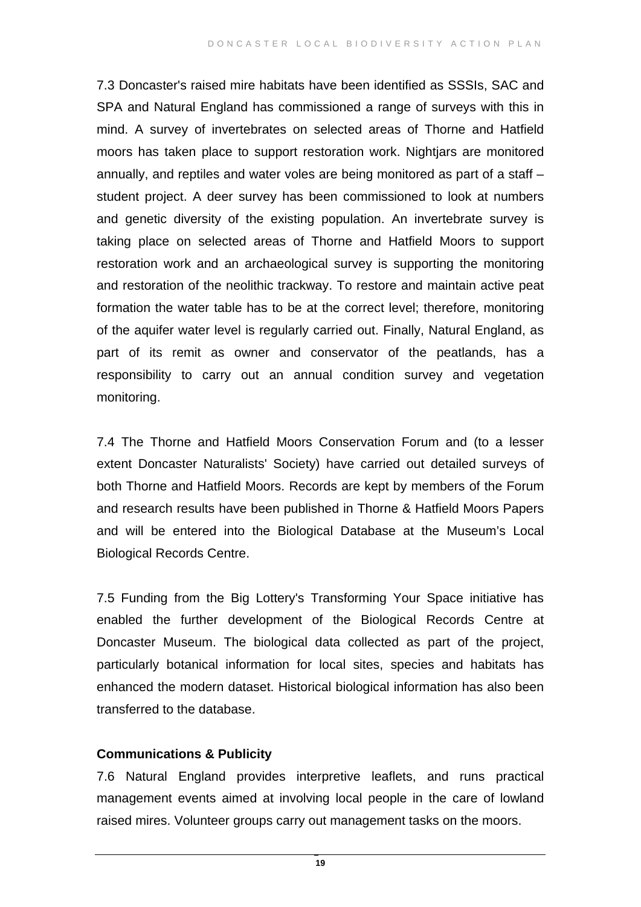7.3 Doncaster's raised mire habitats have been identified as SSSIs, SAC and SPA and Natural England has commissioned a range of surveys with this in mind. A survey of invertebrates on selected areas of Thorne and Hatfield moors has taken place to support restoration work. Nightjars are monitored annually, and reptiles and water voles are being monitored as part of a staff – student project. A deer survey has been commissioned to look at numbers and genetic diversity of the existing population. An invertebrate survey is taking place on selected areas of Thorne and Hatfield Moors to support restoration work and an archaeological survey is supporting the monitoring and restoration of the neolithic trackway. To restore and maintain active peat formation the water table has to be at the correct level; therefore, monitoring of the aquifer water level is regularly carried out. Finally, Natural England, as part of its remit as owner and conservator of the peatlands, has a responsibility to carry out an annual condition survey and vegetation monitoring.

7.4 The Thorne and Hatfield Moors Conservation Forum and (to a lesser extent Doncaster Naturalists' Society) have carried out detailed surveys of both Thorne and Hatfield Moors. Records are kept by members of the Forum and research results have been published in Thorne & Hatfield Moors Papers and will be entered into the Biological Database at the Museum's Local Biological Records Centre.

7.5 Funding from the Big Lottery's Transforming Your Space initiative has enabled the further development of the Biological Records Centre at Doncaster Museum. The biological data collected as part of the project, particularly botanical information for local sites, species and habitats has enhanced the modern dataset. Historical biological information has also been transferred to the database.

**Communications & Publicity**

7.6 Natural England provides interpretive leaflets, and runs practical management events aimed at involving local people in the care of lowland raised mires. Volunteer groups carry out management tasks on the moors.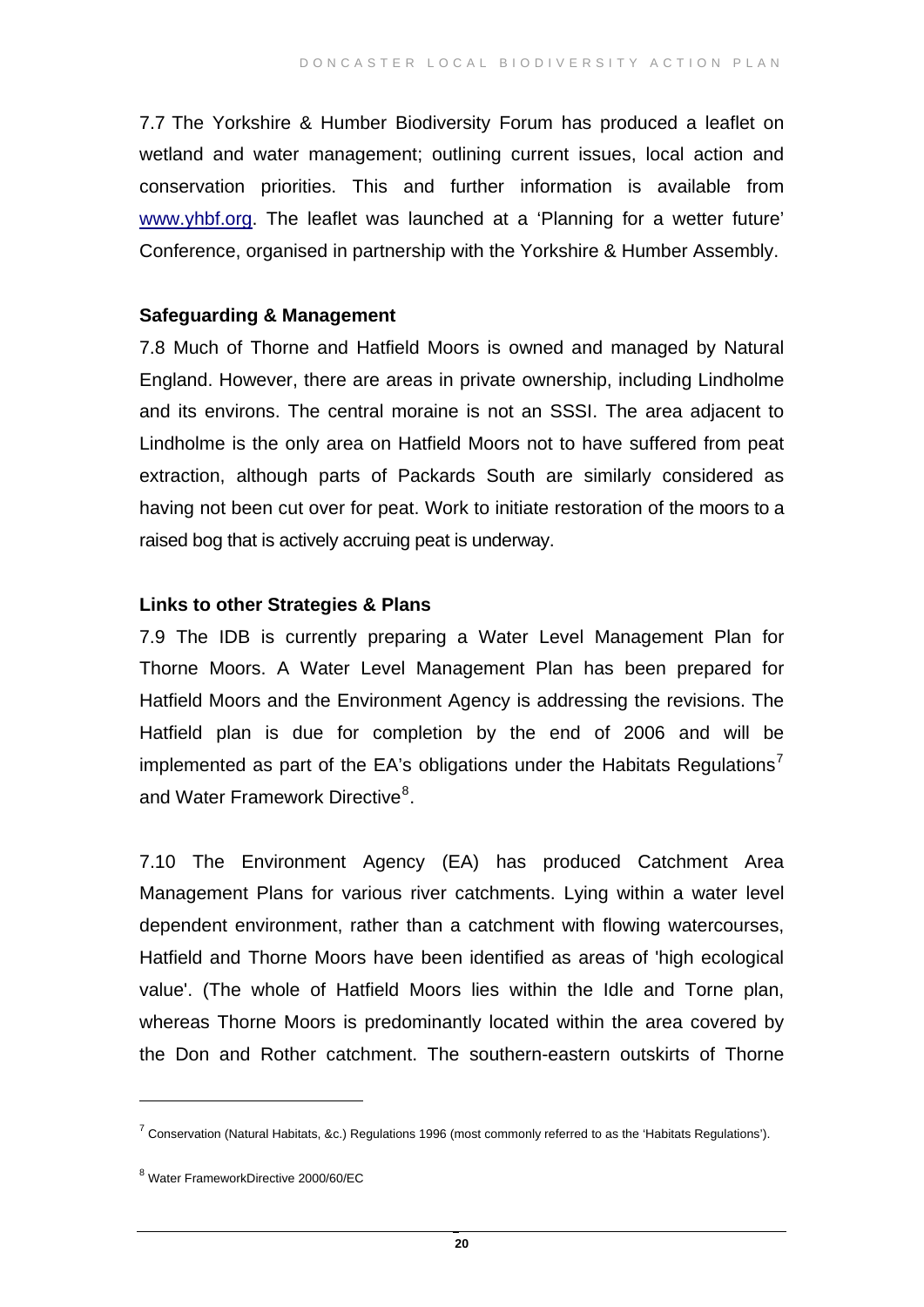7.7 The Yorkshire & Humber Biodiversity Forum has produced a leaflet on wetland and water management; outlining current issues, local action and conservation priorities. This and further information is available from www.yhbf.org. The leaflet was launched at a 'Planning for a wetter future' Conference, organised in partnership with the Yorkshire & Humber Assembly.

**Safeguarding & Management**

7.8 Much of Thorne and Hatfield Moors is owned and managed by Natural England. However, there are areas in private ownership, including Lindholme and its environs. The central moraine is not an SSSI. The area adjacent to Lindholme is the only area on Hatfield Moors not to have suffered from peat extraction, although parts of Packards South are similarly considered as having not been cut over for peat. Work to initiate restoration of the moors to a raised bog that is actively accruing peat is underway.

**Links to other Strategies & Plans**

7.9 The IDB is currently preparing a Water Level Management Plan for Thorne Moors. A Water Level Management Plan has been prepared for Hatfield Moors and the Environment Agency is addressing the revisions. The Hatfield plan is due for completion by the end of 2006 and will be implemented as part of the EA's obligations under the Habitats Regulations[7] and Water Framework Directive[8].

7.10 The Environment Agency (EA) has produced Catchment Area Management Plans for various river catchments. Lying within a water level dependent environment, rather than a catchment with flowing watercourses, Hatfield and Thorne Moors have been identified as areas of 'high ecological value'. (The whole of Hatfield Moors lies within the Idle and Torne plan, whereas Thorne Moors is predominantly located within the area covered by the Don and Rother catchment. The southern-eastern outskirts of Thorne

[7] Conservation (Natural Habitats, &c.) Regulations 1996 (most commonly referred to as the 'Habitats Regulations').

[8] Water FrameworkDirective 2000/60/EC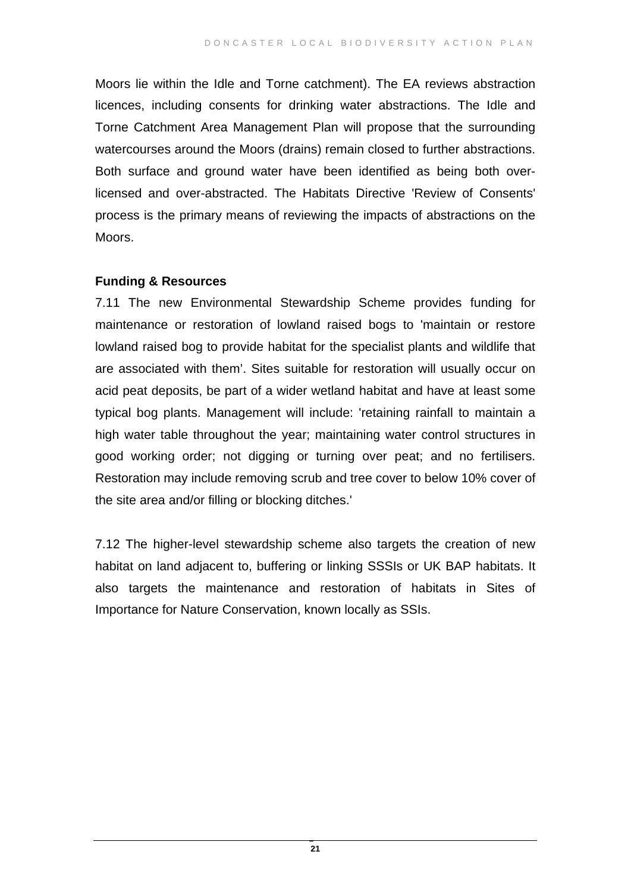Moors lie within the Idle and Torne catchment). The EA reviews abstraction licences, including consents for drinking water abstractions. The Idle and Torne Catchment Area Management Plan will propose that the surrounding watercourses around the Moors (drains) remain closed to further abstractions. Both surface and ground water have been identified as being both over-licensed and over-abstracted. The Habitats Directive 'Review of Consents' process is the primary means of reviewing the impacts of abstractions on the Moors.

**Funding & Resources**

7.11 The new Environmental Stewardship Scheme provides funding for maintenance or restoration of lowland raised bogs to 'maintain or restore lowland raised bog to provide habitat for the specialist plants and wildlife that are associated with them'. Sites suitable for restoration will usually occur on acid peat deposits, be part of a wider wetland habitat and have at least some typical bog plants. Management will include: 'retaining rainfall to maintain a high water table throughout the year; maintaining water control structures in good working order; not digging or turning over peat; and no fertilisers. Restoration may include removing scrub and tree cover to below 10% cover of the site area and/or filling or blocking ditches.'

7.12 The higher-level stewardship scheme also targets the creation of new habitat on land adjacent to, buffering or linking SSSIs or UK BAP habitats. It also targets the maintenance and restoration of habitats in Sites of Importance for Nature Conservation, known locally as SSIs.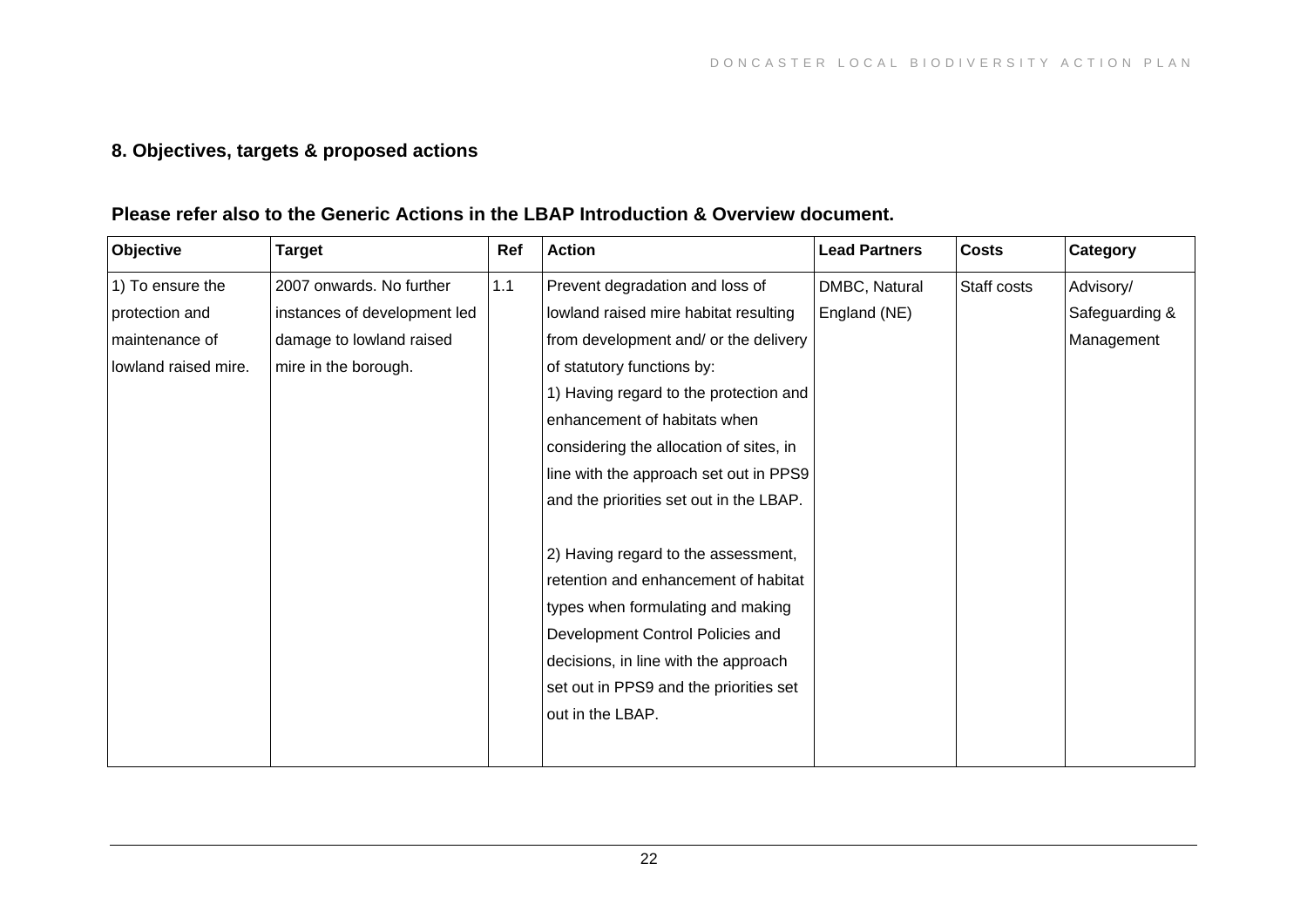## 8. Objectives, targets & proposed actions

**Please refer also to the Generic Actions in the LBAP Introduction & Overview document.**

| Objective | Target | Ref | Action | Lead Partners | Costs | Category |
|---|---|---|---|---|---|---|
| 1) To ensure the protection and maintenance of lowland raised mire. | 2007 onwards. No further instances of development led damage to lowland raised mire in the borough. | 1.1 | Prevent degradation and loss of lowland raised mire habitat resulting from development and/ or the delivery of statutory functions by:<br>1) Having regard to the protection and enhancement of habitats when considering the allocation of sites, in line with the approach set out in PPS9 and the priorities set out in the LBAP.<br><br>2) Having regard to the assessment, retention and enhancement of habitat types when formulating and making Development Control Policies and decisions, in line with the approach set out in PPS9 and the priorities set out in the LBAP. | DMBC, Natural England (NE) | Staff costs | Advisory/ Safeguarding & Management |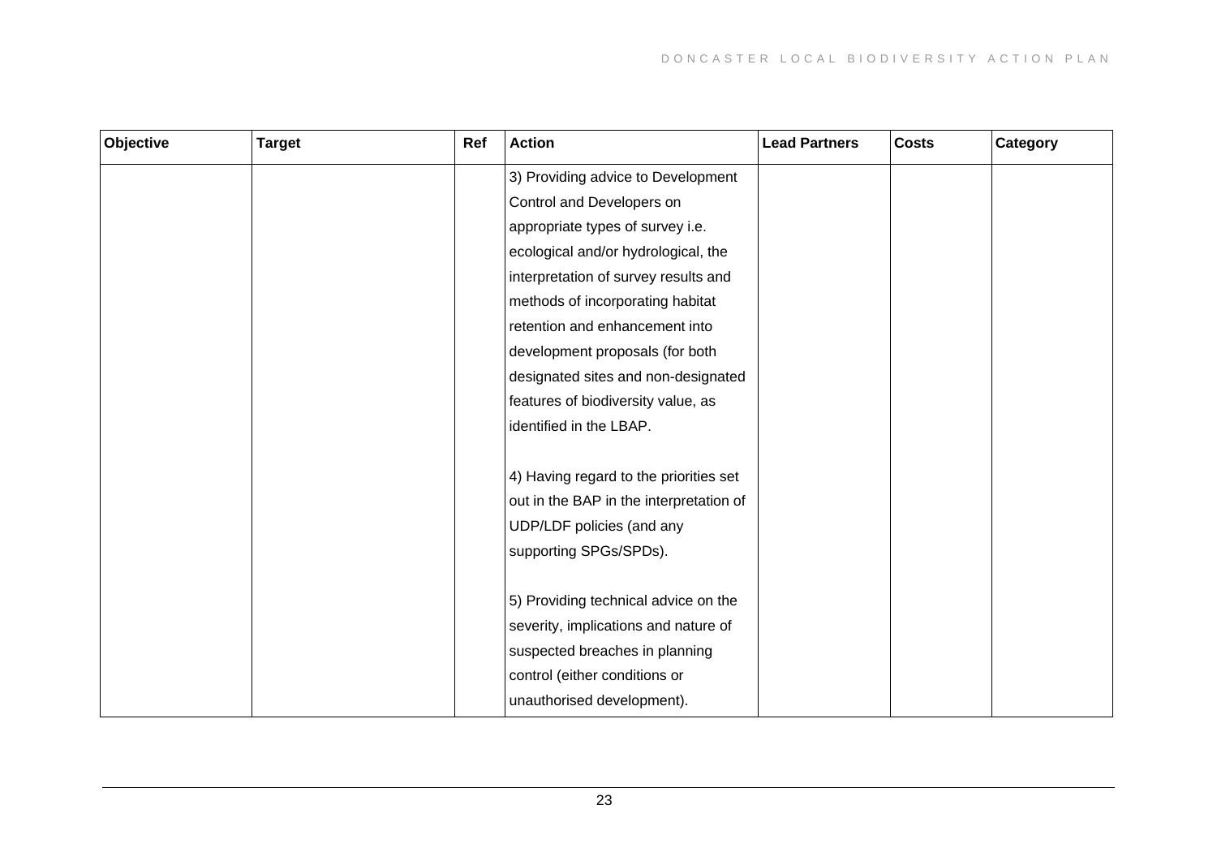| Objective | Target | Ref | Action | Lead Partners | Costs | Category |
|---|---|---|---|---|---|---|
| | | | 3) Providing advice to Development Control and Developers on appropriate types of survey i.e. ecological and/or hydrological, the interpretation of survey results and methods of incorporating habitat retention and enhancement into development proposals (for both designated sites and non-designated features of biodiversity value, as identified in the LBAP.<br><br>4) Having regard to the priorities set out in the BAP in the interpretation of UDP/LDF policies (and any supporting SPGs/SPDs).<br><br>5) Providing technical advice on the severity, implications and nature of suspected breaches in planning control (either conditions or unauthorised development). | | | |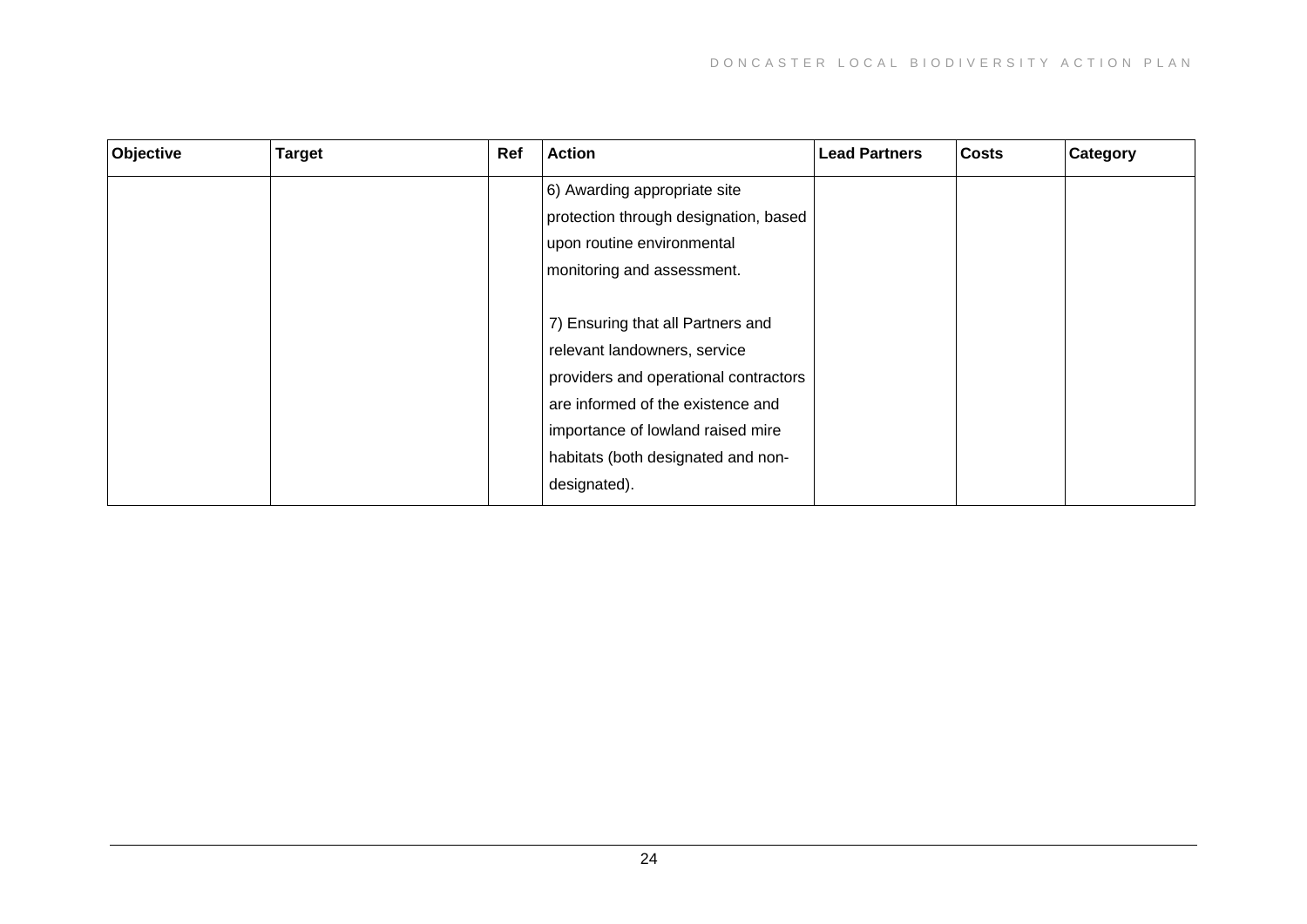| Objective | Target | Ref | Action | Lead Partners | Costs | Category |
|---|---|---|---|---|---|---|
| | | | 6) Awarding appropriate site protection through designation, based upon routine environmental monitoring and assessment.<br><br>7) Ensuring that all Partners and relevant landowners, service providers and operational contractors are informed of the existence and importance of lowland raised mire habitats (both designated and non-designated). | | | |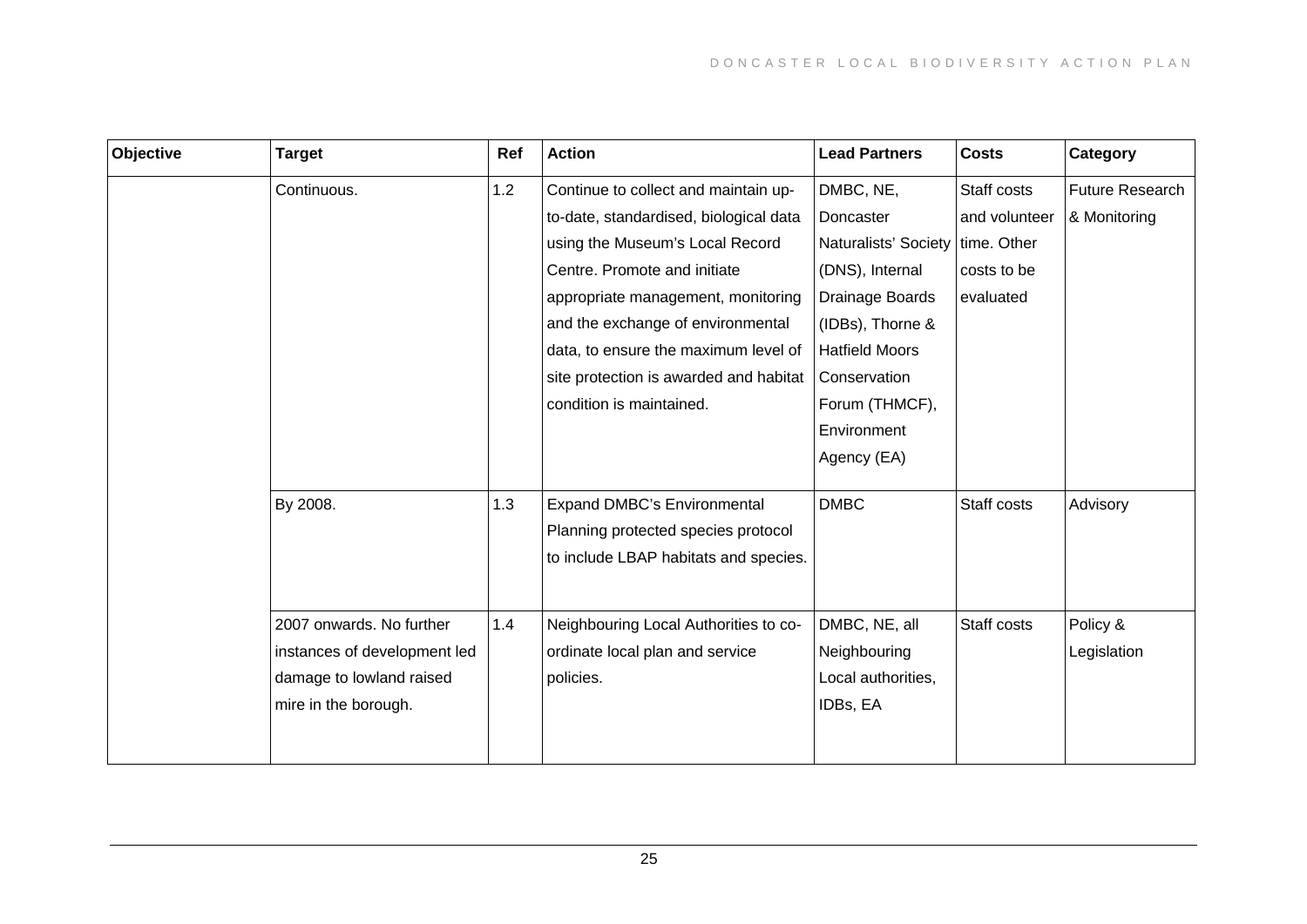| Objective | Target | Ref | Action | Lead Partners | Costs | Category |
|---|---|---|---|---|---|---|
| | Continuous. | 1.2 | Continue to collect and maintain up-to-date, standardised, biological data using the Museum's Local Record Centre. Promote and initiate appropriate management, monitoring and the exchange of environmental data, to ensure the maximum level of site protection is awarded and habitat condition is maintained. | DMBC, NE, Doncaster Naturalists' Society (DNS), Internal Drainage Boards (IDBs), Thorne & Hatfield Moors Conservation Forum (THMCF), Environment Agency (EA) | Staff costs and volunteer time. Other costs to be evaluated | Future Research & Monitoring |
| | By 2008. | 1.3 | Expand DMBC's Environmental Planning protected species protocol to include LBAP habitats and species. | DMBC | Staff costs | Advisory |
| | 2007 onwards. No further instances of development led damage to lowland raised mire in the borough. | 1.4 | Neighbouring Local Authorities to co-ordinate local plan and service policies. | DMBC, NE, all Neighbouring Local authorities, IDBs, EA | Staff costs | Policy & Legislation |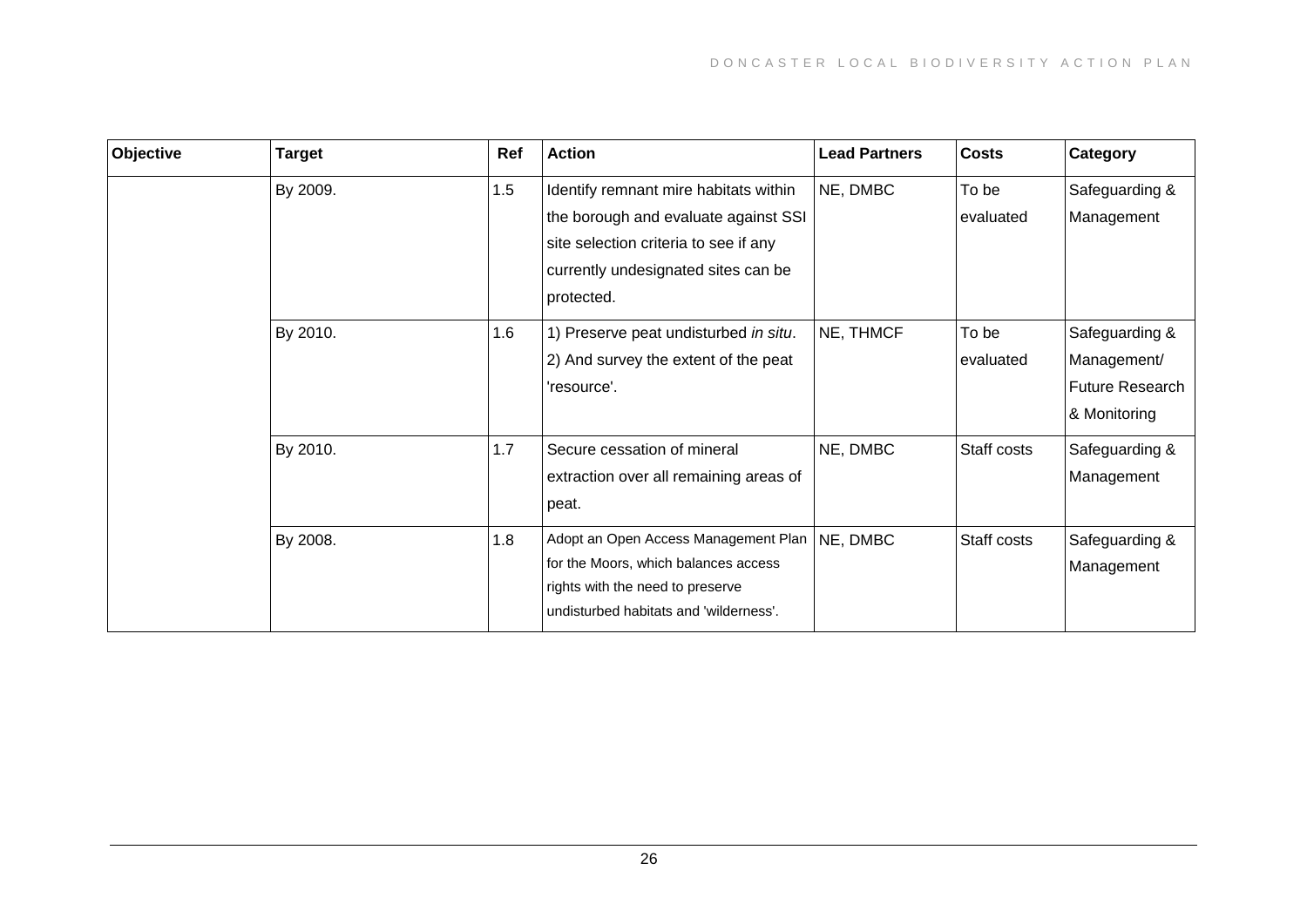| Objective | Target | Ref | Action | Lead Partners | Costs | Category |
|---|---|---|---|---|---|---|
| | By 2009. | 1.5 | Identify remnant mire habitats within the borough and evaluate against SSI site selection criteria to see if any currently undesignated sites can be protected. | NE, DMBC | To be evaluated | Safeguarding & Management |
| | By 2010. | 1.6 | 1) Preserve peat undisturbed *in situ*. 2) And survey the extent of the peat 'resource'. | NE, THMCF | To be evaluated | Safeguarding & Management/ Future Research & Monitoring |
| | By 2010. | 1.7 | Secure cessation of mineral extraction over all remaining areas of peat. | NE, DMBC | Staff costs | Safeguarding & Management |
| | By 2008. | 1.8 | Adopt an Open Access Management Plan for the Moors, which balances access rights with the need to preserve undisturbed habitats and 'wilderness'. | NE, DMBC | Staff costs | Safeguarding & Management |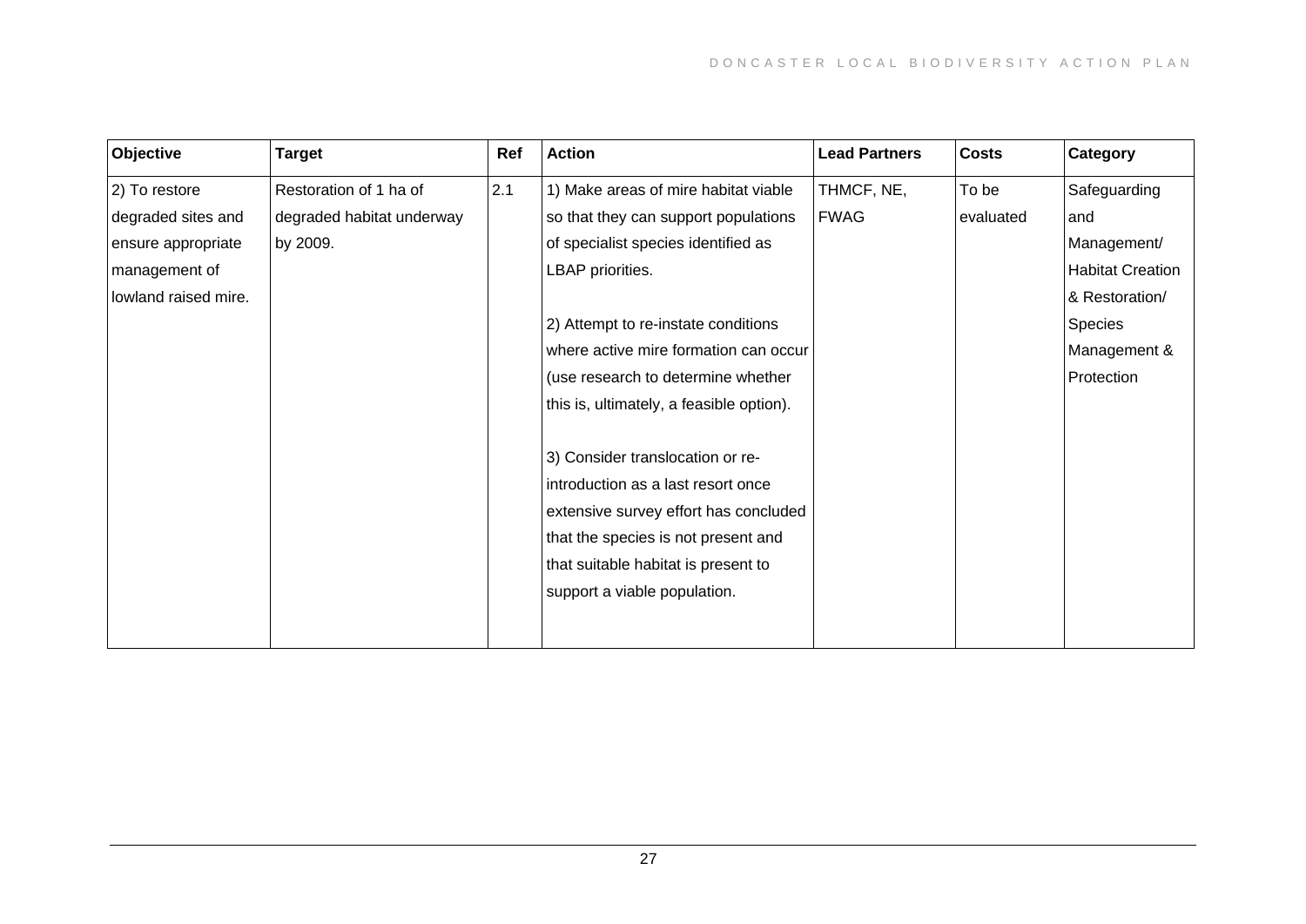| Objective | Target | Ref | Action | Lead Partners | Costs | Category |
|---|---|---|---|---|---|---|
| 2) To restore degraded sites and ensure appropriate management of lowland raised mire. | Restoration of 1 ha of degraded habitat underway by 2009. | 2.1 | 1) Make areas of mire habitat viable so that they can support populations of specialist species identified as LBAP priorities.<br><br>2) Attempt to re-instate conditions where active mire formation can occur (use research to determine whether this is, ultimately, a feasible option).<br><br>3) Consider translocation or re-introduction as a last resort once extensive survey effort has concluded that the species is not present and that suitable habitat is present to support a viable population. | THMCF, NE, FWAG | To be evaluated | Safeguarding and Management/ Habitat Creation & Restoration/ Species Management & Protection |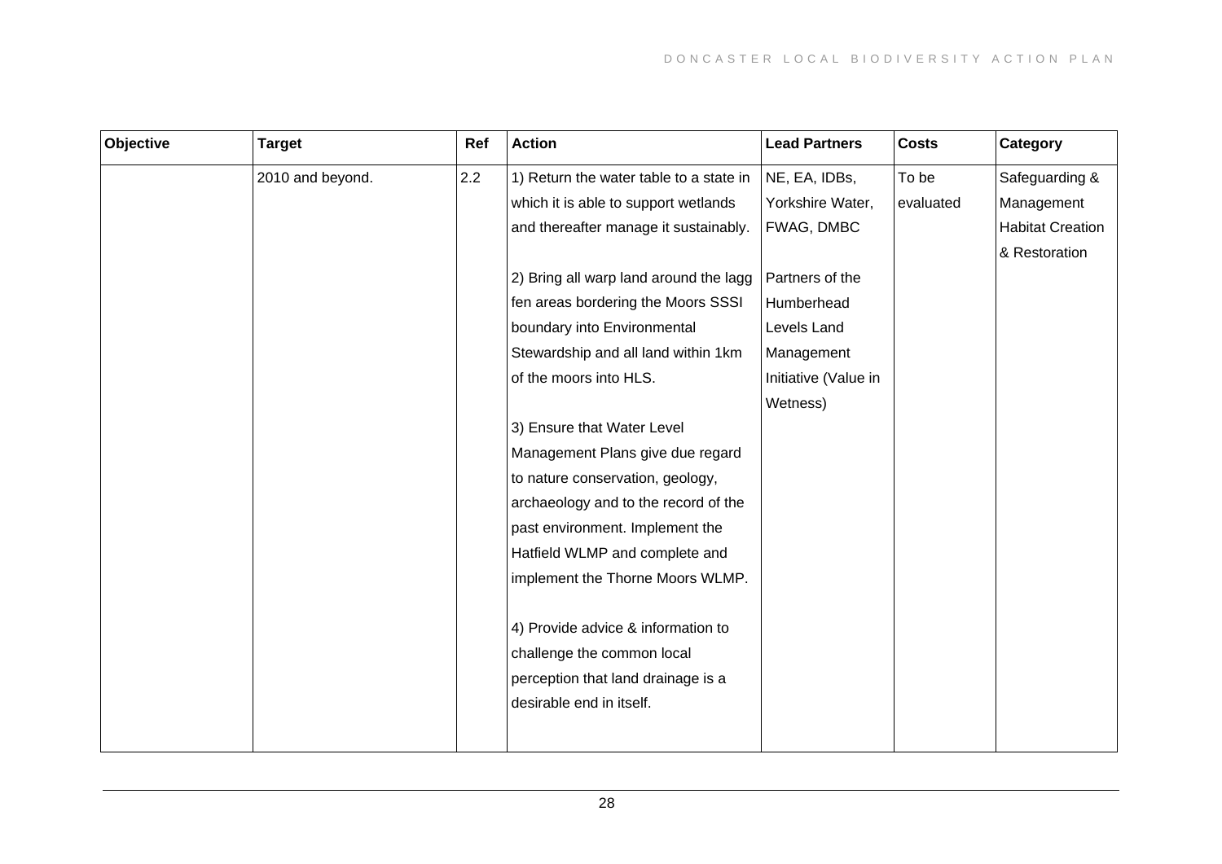| Objective | Target | Ref | Action | Lead Partners | Costs | Category |
|---|---|---|---|---|---|---|
| | 2010 and beyond. | 2.2 | 1) Return the water table to a state in which it is able to support wetlands and thereafter manage it sustainably.<br><br>2) Bring all warp land around the lagg fen areas bordering the Moors SSSI boundary into Environmental Stewardship and all land within 1km of the moors into HLS.<br><br>3) Ensure that Water Level Management Plans give due regard to nature conservation, geology, archaeology and to the record of the past environment. Implement the Hatfield WLMP and complete and implement the Thorne Moors WLMP.<br><br>4) Provide advice & information to challenge the common local perception that land drainage is a desirable end in itself. | NE, EA, IDBs, Yorkshire Water, FWAG, DMBC<br><br>Partners of the Humberhead Levels Land Management Initiative (Value in Wetness) | To be evaluated | Safeguarding & Management<br>Habitat Creation & Restoration |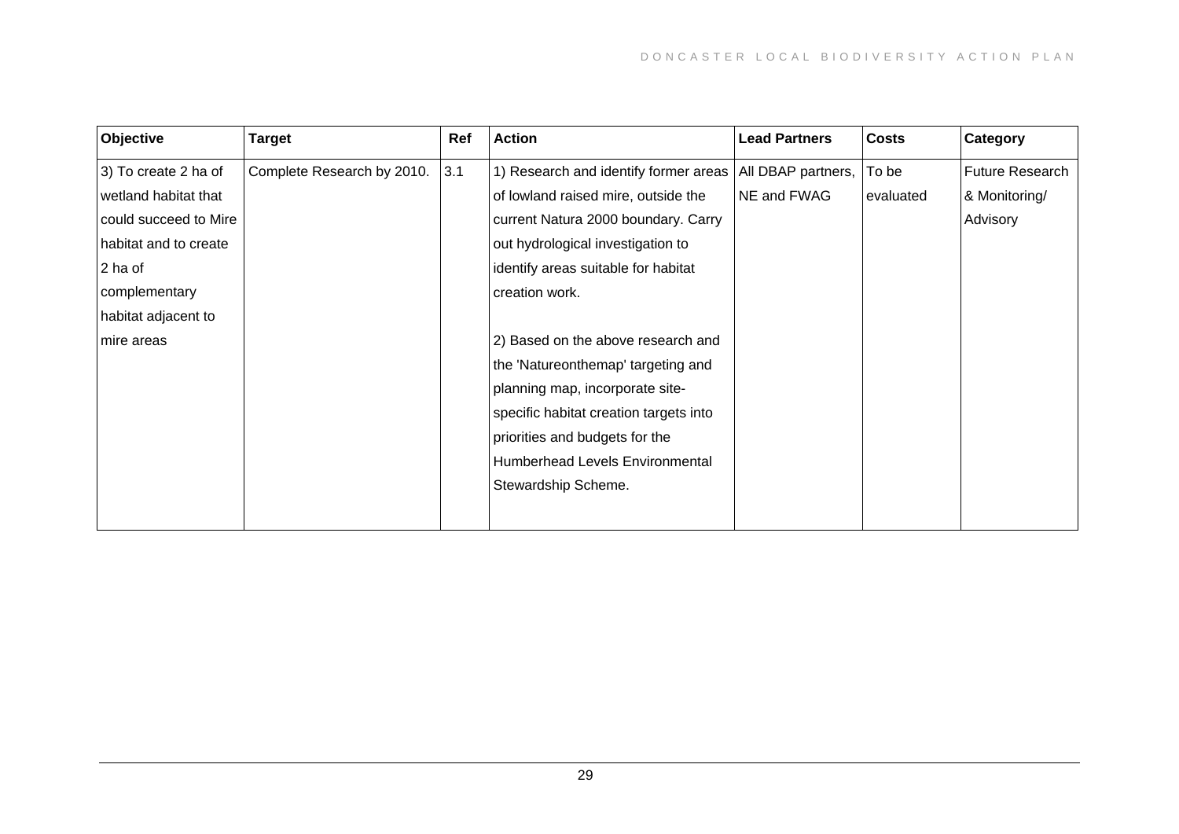| Objective | Target | Ref | Action | Lead Partners | Costs | Category |
|---|---|---|---|---|---|---|
| 3) To create 2 ha of wetland habitat that could succeed to Mire habitat and to create 2 ha of complementary habitat adjacent to mire areas | Complete Research by 2010. | 3.1 | 1) Research and identify former areas of lowland raised mire, outside the current Natura 2000 boundary. Carry out hydrological investigation to identify areas suitable for habitat creation work.<br><br>2) Based on the above research and the 'Natureonthemap' targeting and planning map, incorporate site-specific habitat creation targets into priorities and budgets for the Humberhead Levels Environmental Stewardship Scheme. | All DBAP partners, NE and FWAG | To be evaluated | Future Research & Monitoring/ Advisory |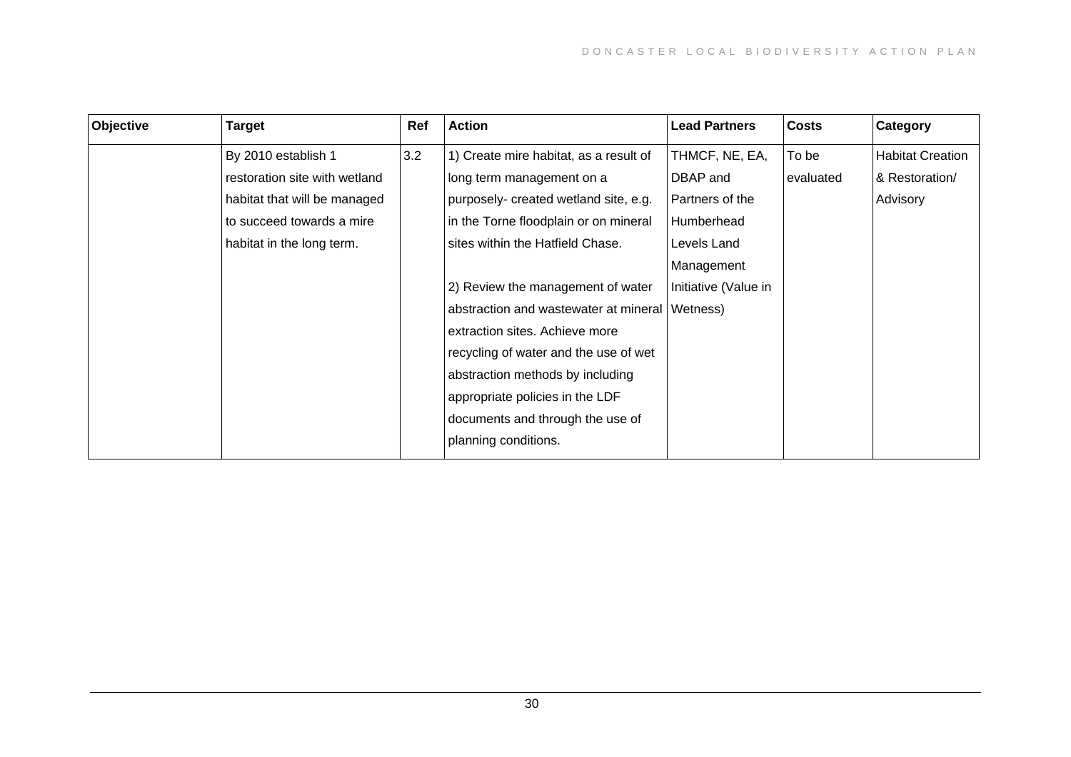| Objective | Target | Ref | Action | Lead Partners | Costs | Category |
|---|---|---|---|---|---|---|
| | By 2010 establish 1 restoration site with wetland habitat that will be managed to succeed towards a mire habitat in the long term. | 3.2 | 1) Create mire habitat, as a result of long term management on a purposely- created wetland site, e.g. in the Torne floodplain or on mineral sites within the Hatfield Chase.<br><br>2) Review the management of water abstraction and wastewater at mineral extraction sites. Achieve more recycling of water and the use of wet abstraction methods by including appropriate policies in the LDF documents and through the use of planning conditions. | THMCF, NE, EA, DBAP and Partners of the Humberhead Levels Land Management Initiative (Value in Wetness) | To be evaluated | Habitat Creation & Restoration/ Advisory |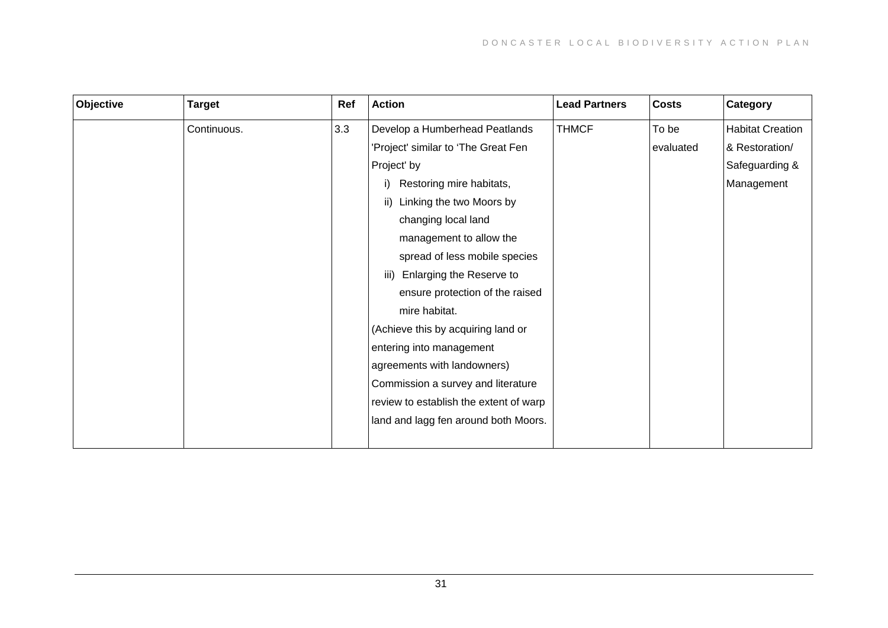| Objective | Target | Ref | Action | Lead Partners | Costs | Category |
|---|---|---|---|---|---|---|
| | Continuous. | 3.3 | Develop a Humberhead Peatlands 'Project' similar to 'The Great Fen Project' by<br>i) Restoring mire habitats,<br>ii) Linking the two Moors by changing local land management to allow the spread of less mobile species<br>iii) Enlarging the Reserve to ensure protection of the raised mire habitat.<br>(Achieve this by acquiring land or entering into management agreements with landowners)<br>Commission a survey and literature review to establish the extent of warp land and lagg fen around both Moors. | THMCF | To be evaluated | Habitat Creation & Restoration/ Safeguarding & Management |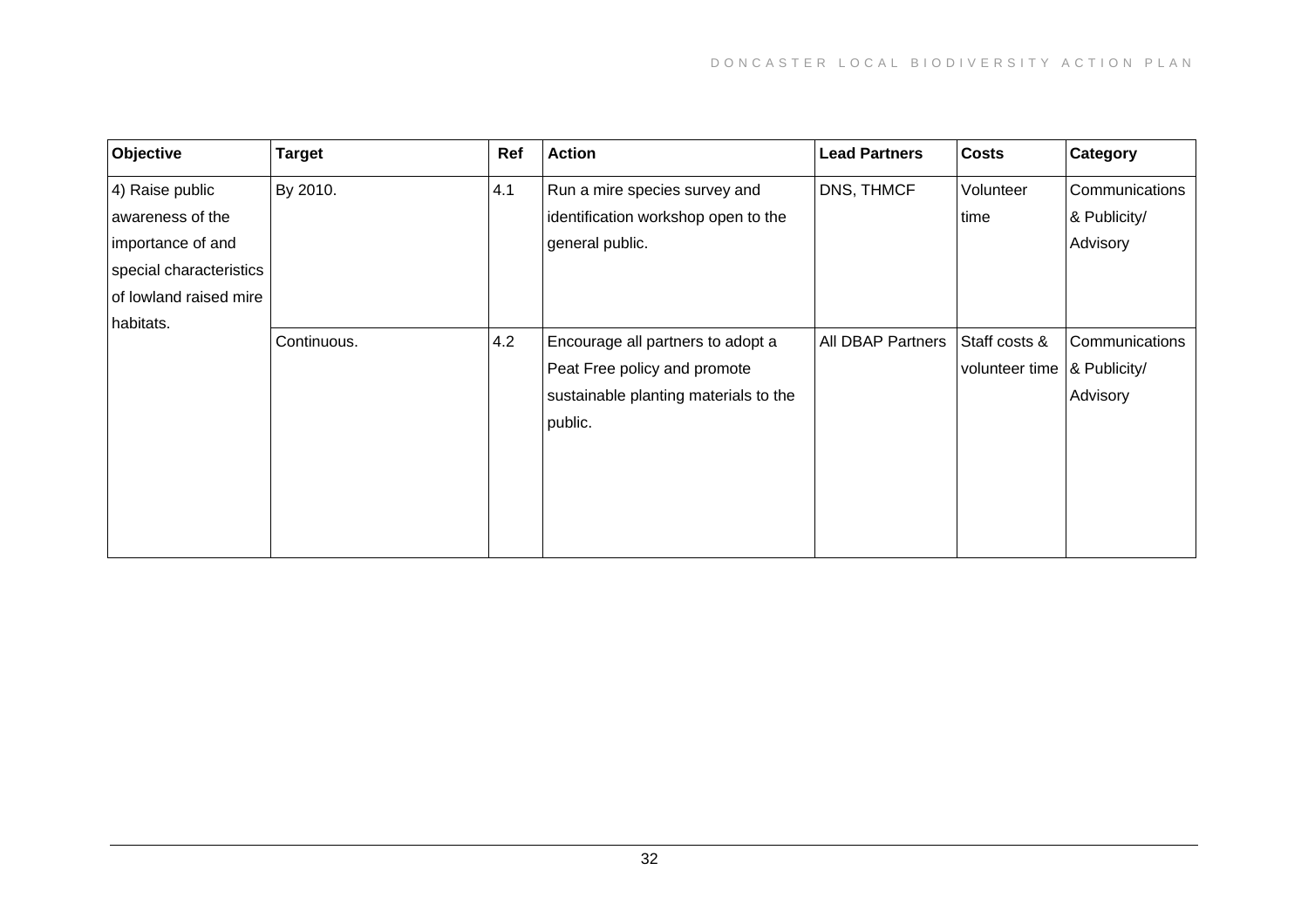| Objective | Target | Ref | Action | Lead Partners | Costs | Category |
|---|---|---|---|---|---|---|
| 4) Raise public awareness of the importance of and special characteristics of lowland raised mire habitats. | By 2010. | 4.1 | Run a mire species survey and identification workshop open to the general public. | DNS, THMCF | Volunteer time | Communications & Publicity/ Advisory |
| | Continuous. | 4.2 | Encourage all partners to adopt a Peat Free policy and promote sustainable planting materials to the public. | All DBAP Partners | Staff costs & volunteer time | Communications & Publicity/ Advisory |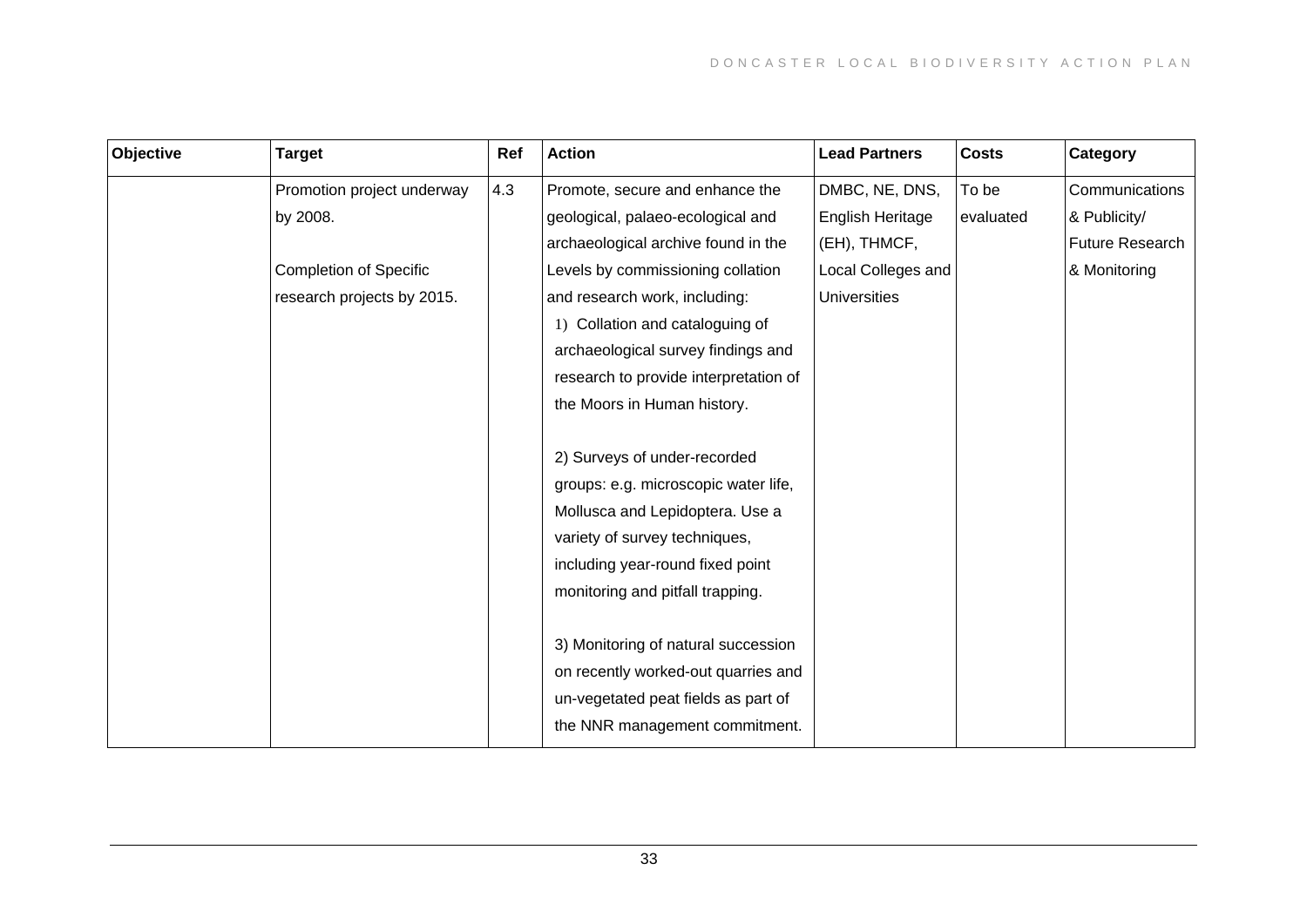| Objective | Target | Ref | Action | Lead Partners | Costs | Category |
|---|---|---|---|---|---|---|
| | Promotion project underway by 2008.<br><br>Completion of Specific research projects by 2015. | 4.3 | Promote, secure and enhance the geological, palaeo-ecological and archaeological archive found in the Levels by commissioning collation and research work, including:<br>1) Collation and cataloguing of archaeological survey findings and research to provide interpretation of the Moors in Human history.<br><br>2) Surveys of under-recorded groups: e.g. microscopic water life, Mollusca and Lepidoptera. Use a variety of survey techniques, including year-round fixed point monitoring and pitfall trapping.<br><br>3) Monitoring of natural succession on recently worked-out quarries and un-vegetated peat fields as part of the NNR management commitment. | DMBC, NE, DNS, English Heritage (EH), THMCF, Local Colleges and Universities | To be evaluated | Communications & Publicity/ Future Research & Monitoring |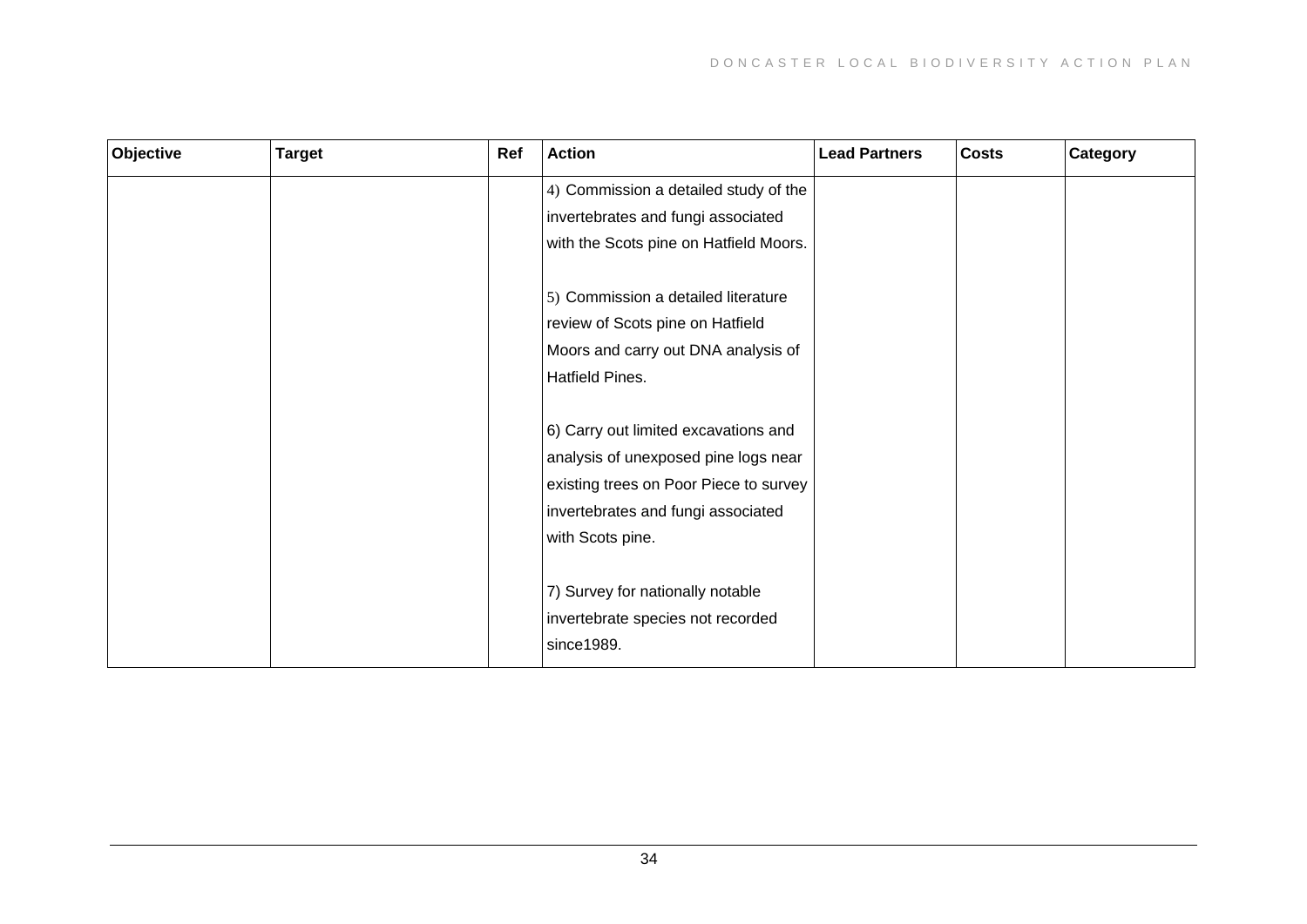| Objective | Target | Ref | Action | Lead Partners | Costs | Category |
|---|---|---|---|---|---|---|
| | | | 4) Commission a detailed study of the invertebrates and fungi associated with the Scots pine on Hatfield Moors.<br><br>5) Commission a detailed literature review of Scots pine on Hatfield Moors and carry out DNA analysis of Hatfield Pines.<br><br>6) Carry out limited excavations and analysis of unexposed pine logs near existing trees on Poor Piece to survey invertebrates and fungi associated with Scots pine.<br><br>7) Survey for nationally notable invertebrate species not recorded since1989. | | | |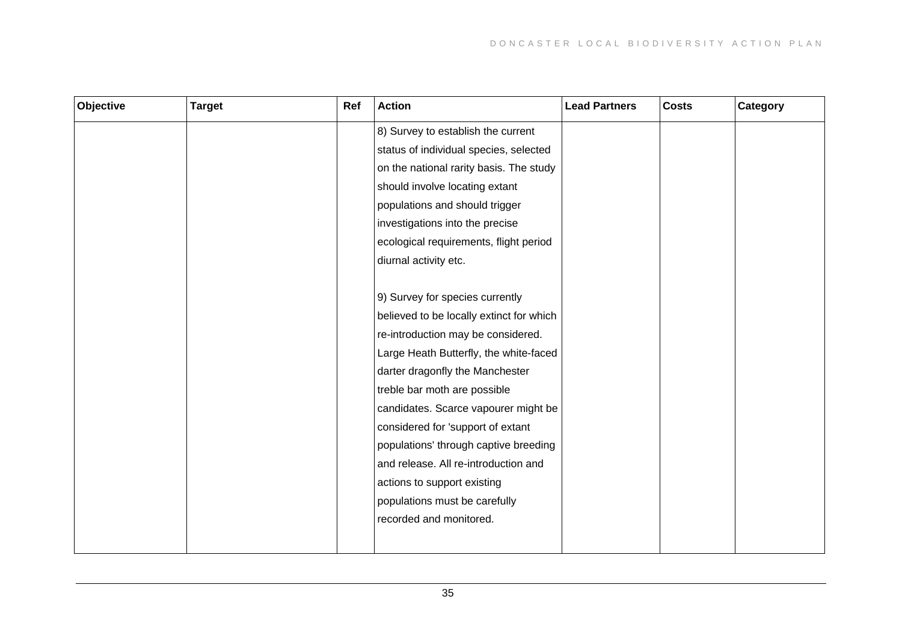| Objective | Target | Ref | Action | Lead Partners | Costs | Category |
|---|---|---|---|---|---|---|
| | | | 8) Survey to establish the current status of individual species, selected on the national rarity basis. The study should involve locating extant populations and should trigger investigations into the precise ecological requirements, flight period diurnal activity etc.<br><br>9) Survey for species currently believed to be locally extinct for which re-introduction may be considered. Large Heath Butterfly, the white-faced darter dragonfly the Manchester treble bar moth are possible candidates. Scarce vapourer might be considered for 'support of extant populations' through captive breeding and release. All re-introduction and actions to support existing populations must be carefully recorded and monitored. | | | |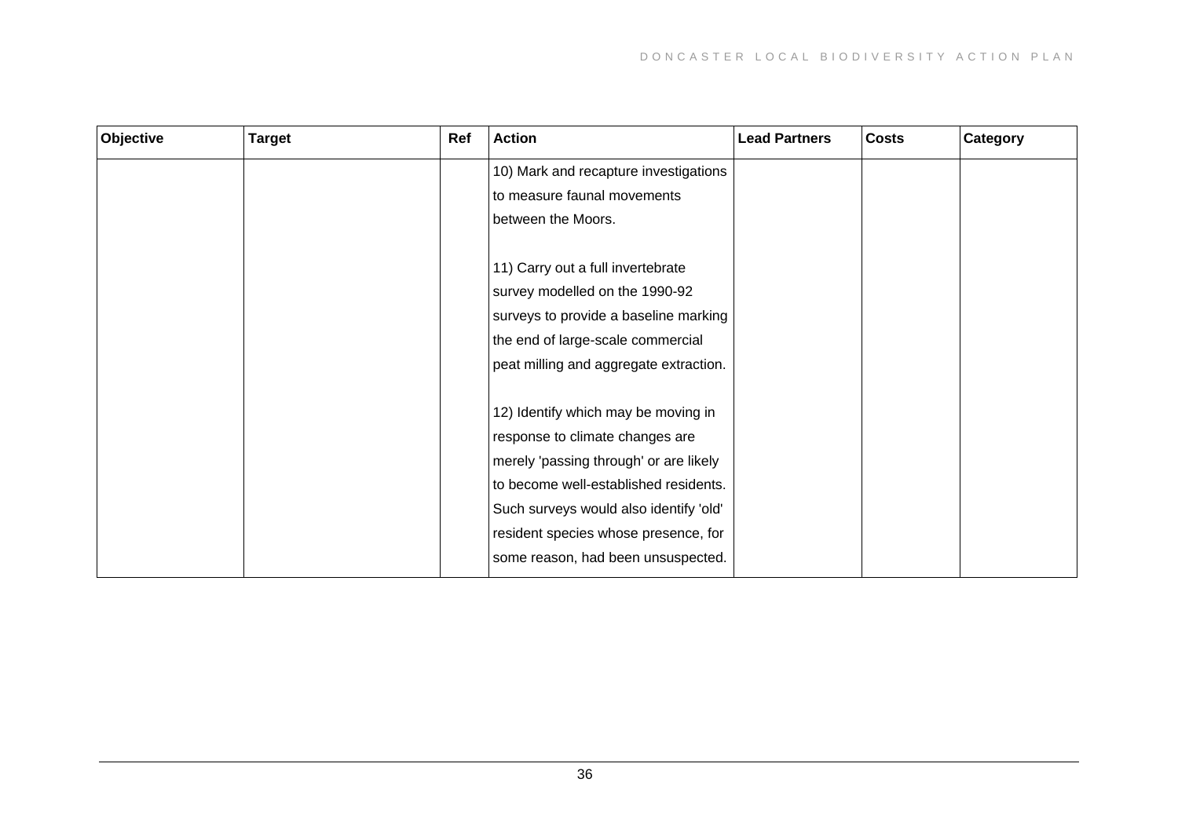| Objective | Target | Ref | Action | Lead Partners | Costs | Category |
|---|---|---|---|---|---|---|
| | | | 10) Mark and recapture investigations to measure faunal movements between the Moors.<br><br>11) Carry out a full invertebrate survey modelled on the 1990-92 surveys to provide a baseline marking the end of large-scale commercial peat milling and aggregate extraction.<br><br>12) Identify which may be moving in response to climate changes are merely 'passing through' or are likely to become well-established residents. Such surveys would also identify 'old' resident species whose presence, for some reason, had been unsuspected. | | | |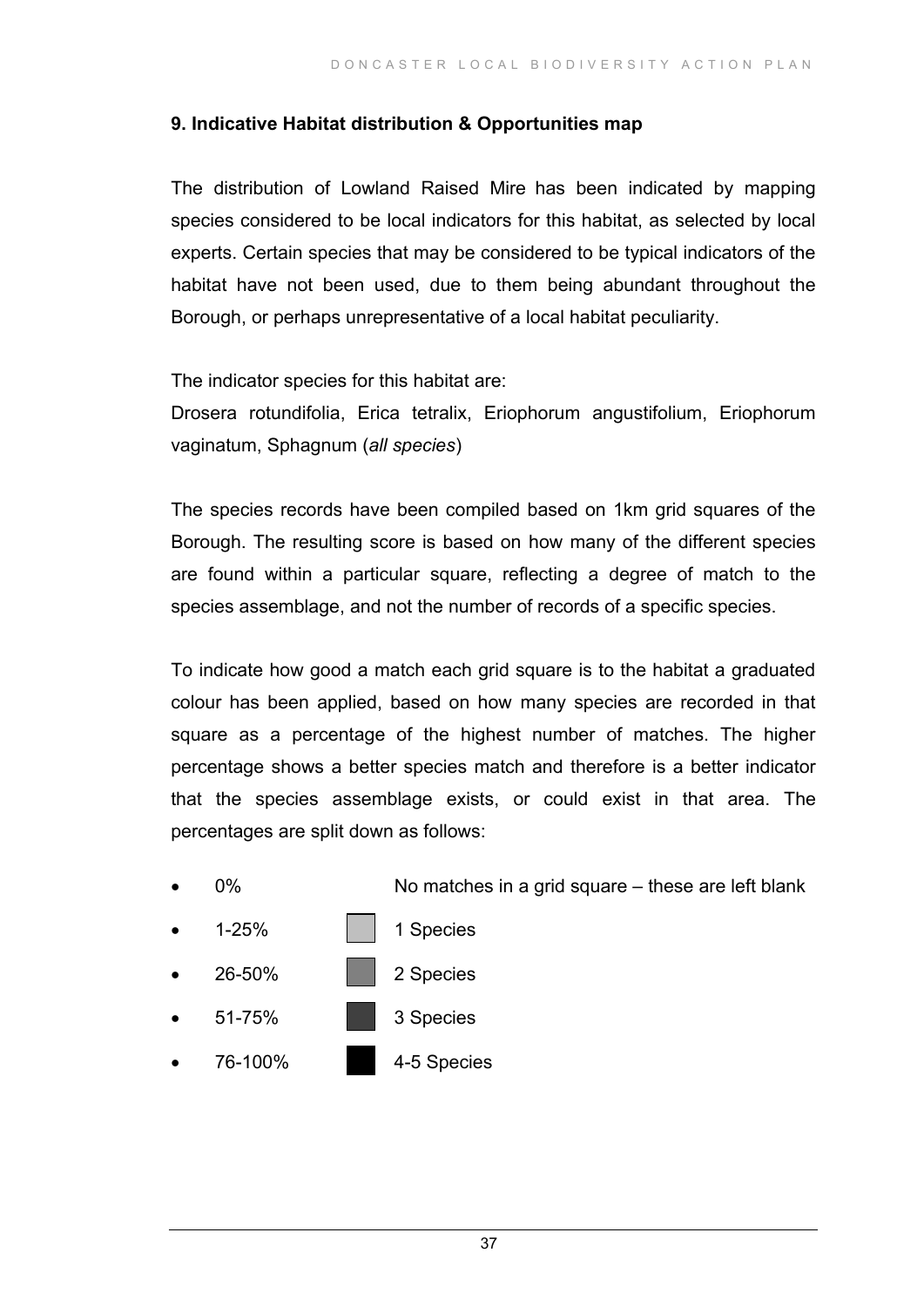## 9. Indicative Habitat distribution & Opportunities map

The distribution of Lowland Raised Mire has been indicated by mapping species considered to be local indicators for this habitat, as selected by local experts. Certain species that may be considered to be typical indicators of the habitat have not been used, due to them being abundant throughout the Borough, or perhaps unrepresentative of a local habitat peculiarity.

The indicator species for this habitat are:
Drosera rotundifolia, Erica tetralix, Eriophorum angustifolium, Eriophorum vaginatum, Sphagnum (*all species*)

The species records have been compiled based on 1km grid squares of the Borough. The resulting score is based on how many of the different species are found within a particular square, reflecting a degree of match to the species assemblage, and not the number of records of a specific species.

To indicate how good a match each grid square is to the habitat a graduated colour has been applied, based on how many species are recorded in that square as a percentage of the highest number of matches. The higher percentage shows a better species match and therefore is a better indicator that the species assemblage exists, or could exist in that area. The percentages are split down as follows:

- 0% — No matches in a grid square – these are left blank
- 1-25% — 1 Species
- 26-50% — 2 Species
- 51-75% — 3 Species
- 76-100% — 4-5 Species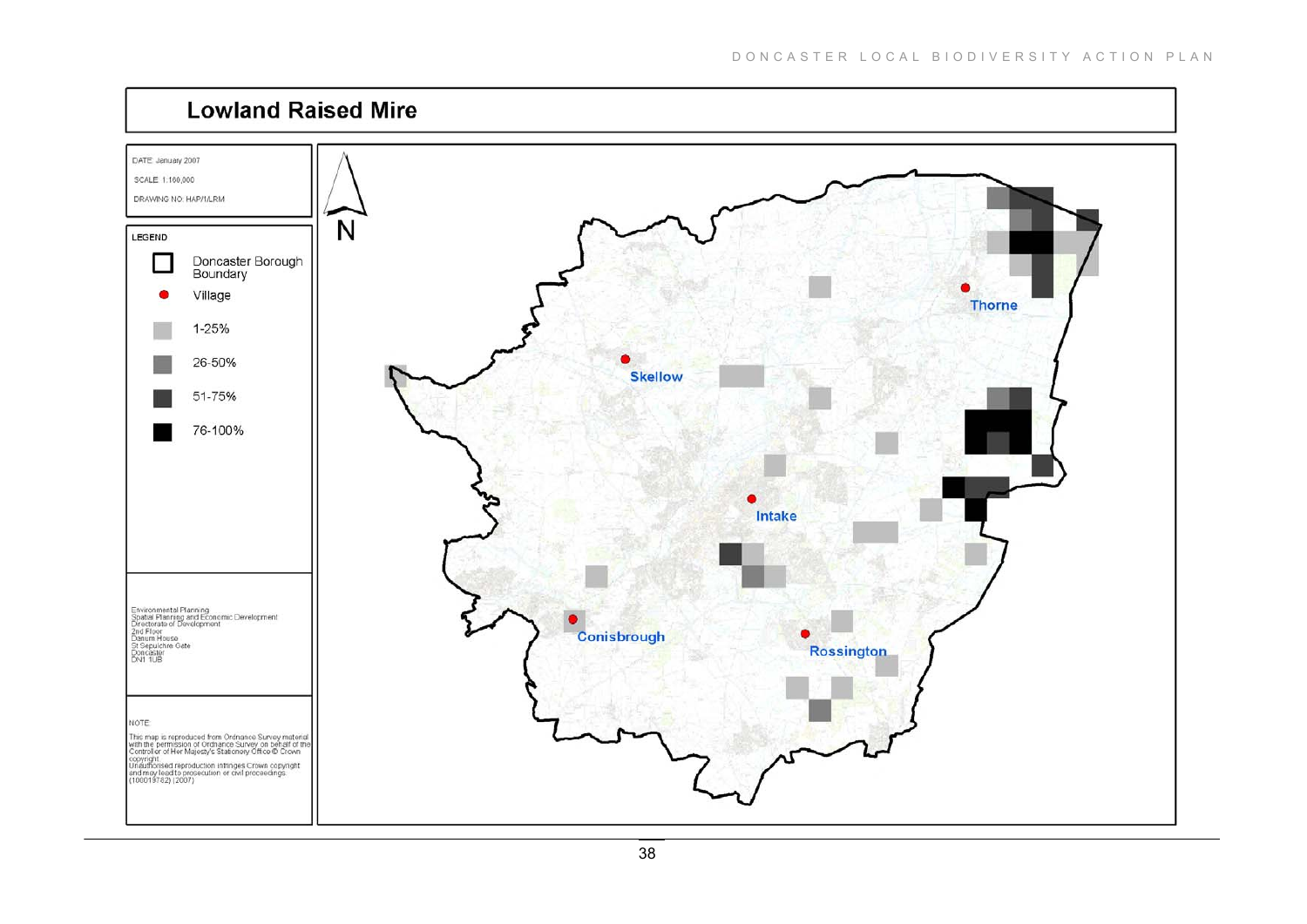# Lowland Raised Mire

DATE: January 2007

SCALE: 1:160,000

DRAWING NO: HAP/1/LRM

LEGEND

Doncaster Borough Boundary

Village

1-25%

26-50%

51-75%

76-100%

Environmental Planning
Spatial Planning and Economic Development
Directorate of Development
2nd Floor
Danum House
St Sepulchre Gate
Doncaster
DN1 1UB

NOTE:

This map is reproduced from Ordnance Survey material with the permission of Ordnance Survey on behalf of the Controller of Her Majesty's Stationery Office © Crown copyright.
Unauthorised reproduction infringes Crown copyright and may lead to prosecution or civil proceedings.
(100019782) (2007)

N

Thorne

Skellow

Intake

Conisbrough

Rossington